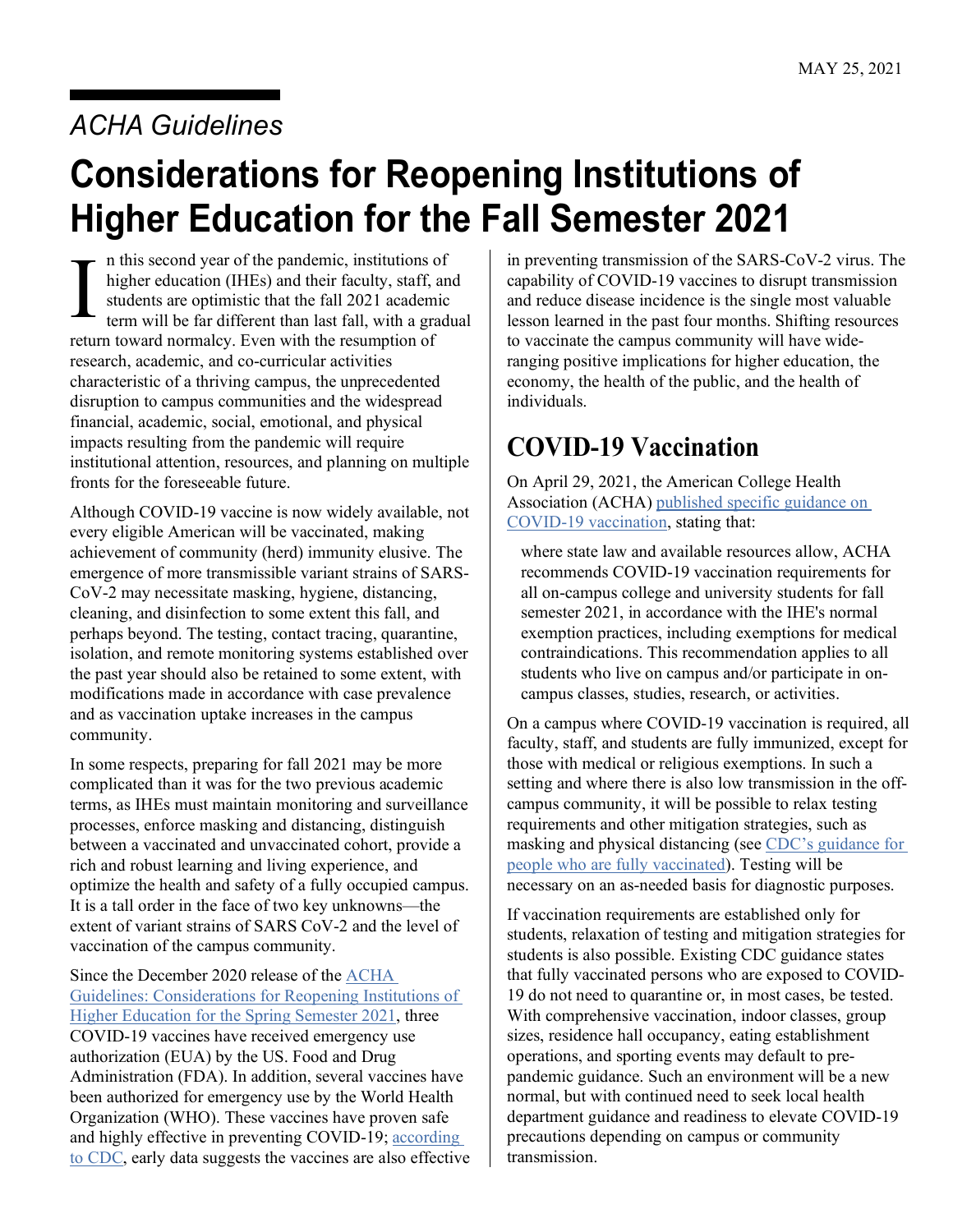MAY 25, 2021

*ACHA Guidelines*

# Considerations for Reopening Institutions of Higher Education for the Fall Semester 2021

In this second year of the pandemic, institutions of higher education (IHEs) and their faculty, staff, and students are optimistic that the fall 2021 academic term will be far different than last fall, with a gradual return toward normalcy. Even with the resumption of research, academic, and co-curricular activities characteristic of a thriving campus, the unprecedented disruption to campus communities and the widespread financial, academic, social, emotional, and physical impacts resulting from the pandemic will require institutional attention, resources, and planning on multiple fronts for the foreseeable future.

Although COVID-19 vaccine is now widely available, not every eligible American will be vaccinated, making achievement of community (herd) immunity elusive. The emergence of more transmissible variant strains of SARS-CoV-2 may necessitate masking, hygiene, distancing, cleaning, and disinfection to some extent this fall, and perhaps beyond. The testing, contact tracing, quarantine, isolation, and remote monitoring systems established over the past year should also be retained to some extent, with modifications made in accordance with case prevalence and as vaccination uptake increases in the campus community.

In some respects, preparing for fall 2021 may be more complicated than it was for the two previous academic terms, as IHEs must maintain monitoring and surveillance processes, enforce masking and distancing, distinguish between a vaccinated and unvaccinated cohort, provide a rich and robust learning and living experience, and optimize the health and safety of a fully occupied campus. It is a tall order in the face of two key unknowns—the extent of variant strains of SARS CoV-2 and the level of vaccination of the campus community.

Since the December 2020 release of the ACHA Guidelines: Considerations for Reopening Institutions of Higher Education for the Spring Semester 2021, three COVID-19 vaccines have received emergency use authorization (EUA) by the US. Food and Drug Administration (FDA). In addition, several vaccines have been authorized for emergency use by the World Health Organization (WHO). These vaccines have proven safe and highly effective in preventing COVID-19; according to CDC, early data suggests the vaccines are also effective in preventing transmission of the SARS-CoV-2 virus. The capability of COVID-19 vaccines to disrupt transmission and reduce disease incidence is the single most valuable lesson learned in the past four months. Shifting resources to vaccinate the campus community will have wide-ranging positive implications for higher education, the economy, the health of the public, and the health of individuals.

## COVID-19 Vaccination

On April 29, 2021, the American College Health Association (ACHA) published specific guidance on COVID-19 vaccination, stating that:

> where state law and available resources allow, ACHA recommends COVID-19 vaccination requirements for all on-campus college and university students for fall semester 2021, in accordance with the IHE's normal exemption practices, including exemptions for medical contraindications. This recommendation applies to all students who live on campus and/or participate in on-campus classes, studies, research, or activities.

On a campus where COVID-19 vaccination is required, all faculty, staff, and students are fully immunized, except for those with medical or religious exemptions. In such a setting and where there is also low transmission in the off-campus community, it will be possible to relax testing requirements and other mitigation strategies, such as masking and physical distancing (see CDC's guidance for people who are fully vaccinated). Testing will be necessary on an as-needed basis for diagnostic purposes.

If vaccination requirements are established only for students, relaxation of testing and mitigation strategies for students is also possible. Existing CDC guidance states that fully vaccinated persons who are exposed to COVID-19 do not need to quarantine or, in most cases, be tested. With comprehensive vaccination, indoor classes, group sizes, residence hall occupancy, eating establishment operations, and sporting events may default to pre-pandemic guidance. Such an environment will be a new normal, but with continued need to seek local health department guidance and readiness to elevate COVID-19 precautions depending on campus or community transmission.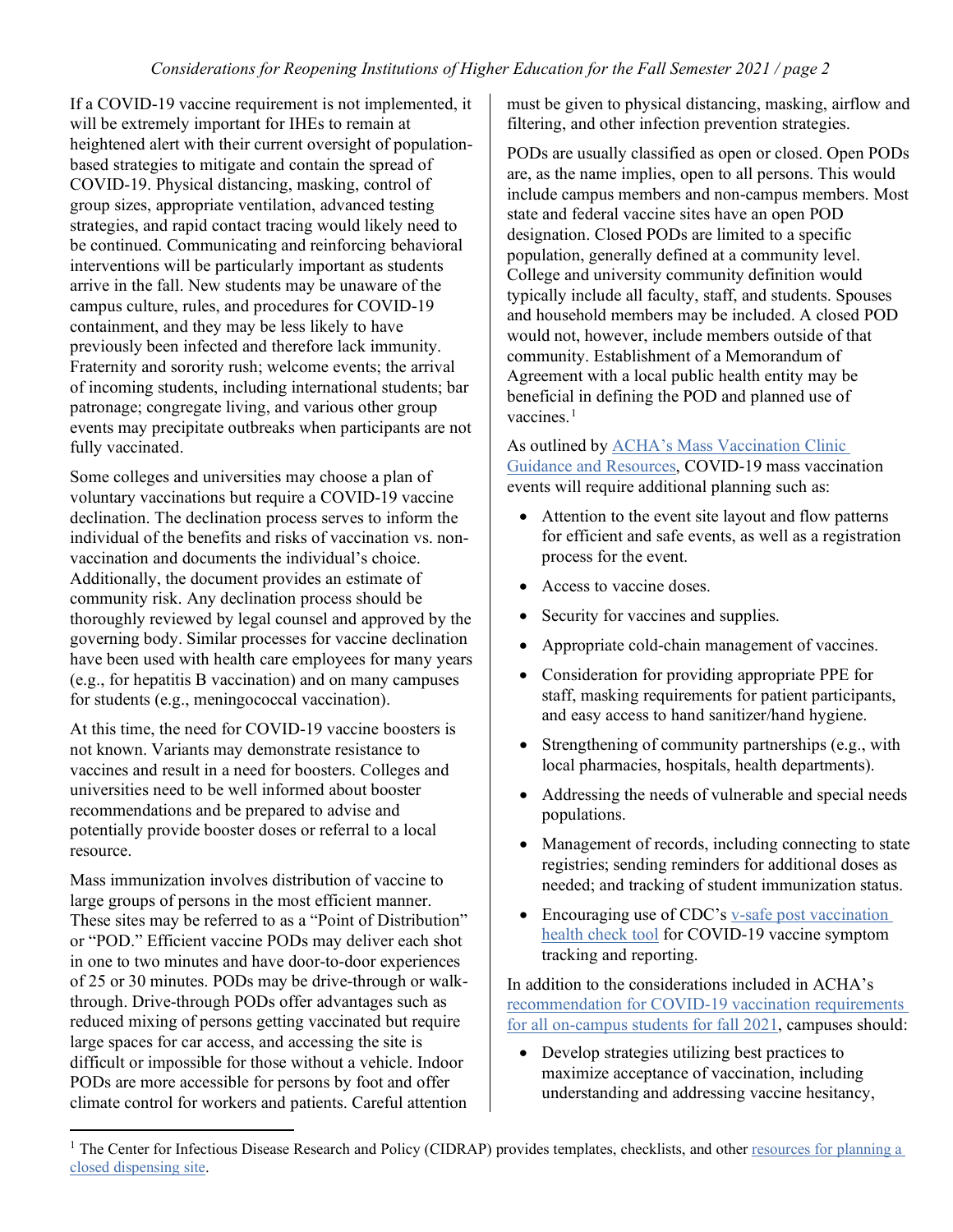If a COVID-19 vaccine requirement is not implemented, it will be extremely important for IHEs to remain at heightened alert with their current oversight of population-based strategies to mitigate and contain the spread of COVID-19. Physical distancing, masking, control of group sizes, appropriate ventilation, advanced testing strategies, and rapid contact tracing would likely need to be continued. Communicating and reinforcing behavioral interventions will be particularly important as students arrive in the fall. New students may be unaware of the campus culture, rules, and procedures for COVID-19 containment, and they may be less likely to have previously been infected and therefore lack immunity. Fraternity and sorority rush; welcome events; the arrival of incoming students, including international students; bar patronage; congregate living, and various other group events may precipitate outbreaks when participants are not fully vaccinated.

Some colleges and universities may choose a plan of voluntary vaccinations but require a COVID-19 vaccine declination. The declination process serves to inform the individual of the benefits and risks of vaccination vs. non-vaccination and documents the individual's choice. Additionally, the document provides an estimate of community risk. Any declination process should be thoroughly reviewed by legal counsel and approved by the governing body. Similar processes for vaccine declination have been used with health care employees for many years (e.g., for hepatitis B vaccination) and on many campuses for students (e.g., meningococcal vaccination).

At this time, the need for COVID-19 vaccine boosters is not known. Variants may demonstrate resistance to vaccines and result in a need for boosters. Colleges and universities need to be well informed about booster recommendations and be prepared to advise and potentially provide booster doses or referral to a local resource.

Mass immunization involves distribution of vaccine to large groups of persons in the most efficient manner. These sites may be referred to as a "Point of Distribution" or "POD." Efficient vaccine PODs may deliver each shot in one to two minutes and have door-to-door experiences of 25 or 30 minutes. PODs may be drive-through or walk-through. Drive-through PODs offer advantages such as reduced mixing of persons getting vaccinated but require large spaces for car access, and accessing the site is difficult or impossible for those without a vehicle. Indoor PODs are more accessible for persons by foot and offer climate control for workers and patients. Careful attention must be given to physical distancing, masking, airflow and filtering, and other infection prevention strategies.

PODs are usually classified as open or closed. Open PODs are, as the name implies, open to all persons. This would include campus members and non-campus members. Most state and federal vaccine sites have an open POD designation. Closed PODs are limited to a specific population, generally defined at a community level. College and university community definition would typically include all faculty, staff, and students. Spouses and household members may be included. A closed POD would not, however, include members outside of that community. Establishment of a Memorandum of Agreement with a local public health entity may be beneficial in defining the POD and planned use of vaccines.[1]

As outlined by ACHA's Mass Vaccination Clinic Guidance and Resources, COVID-19 mass vaccination events will require additional planning such as:

- Attention to the event site layout and flow patterns for efficient and safe events, as well as a registration process for the event.
- Access to vaccine doses.
- Security for vaccines and supplies.
- Appropriate cold-chain management of vaccines.
- Consideration for providing appropriate PPE for staff, masking requirements for patient participants, and easy access to hand sanitizer/hand hygiene.
- Strengthening of community partnerships (e.g., with local pharmacies, hospitals, health departments).
- Addressing the needs of vulnerable and special needs populations.
- Management of records, including connecting to state registries; sending reminders for additional doses as needed; and tracking of student immunization status.
- Encouraging use of CDC's v-safe post vaccination health check tool for COVID-19 vaccine symptom tracking and reporting.

In addition to the considerations included in ACHA's recommendation for COVID-19 vaccination requirements for all on-campus students for fall 2021, campuses should:

- Develop strategies utilizing best practices to maximize acceptance of vaccination, including understanding and addressing vaccine hesitancy,

---

[1] The Center for Infectious Disease Research and Policy (CIDRAP) provides templates, checklists, and other resources for planning a closed dispensing site.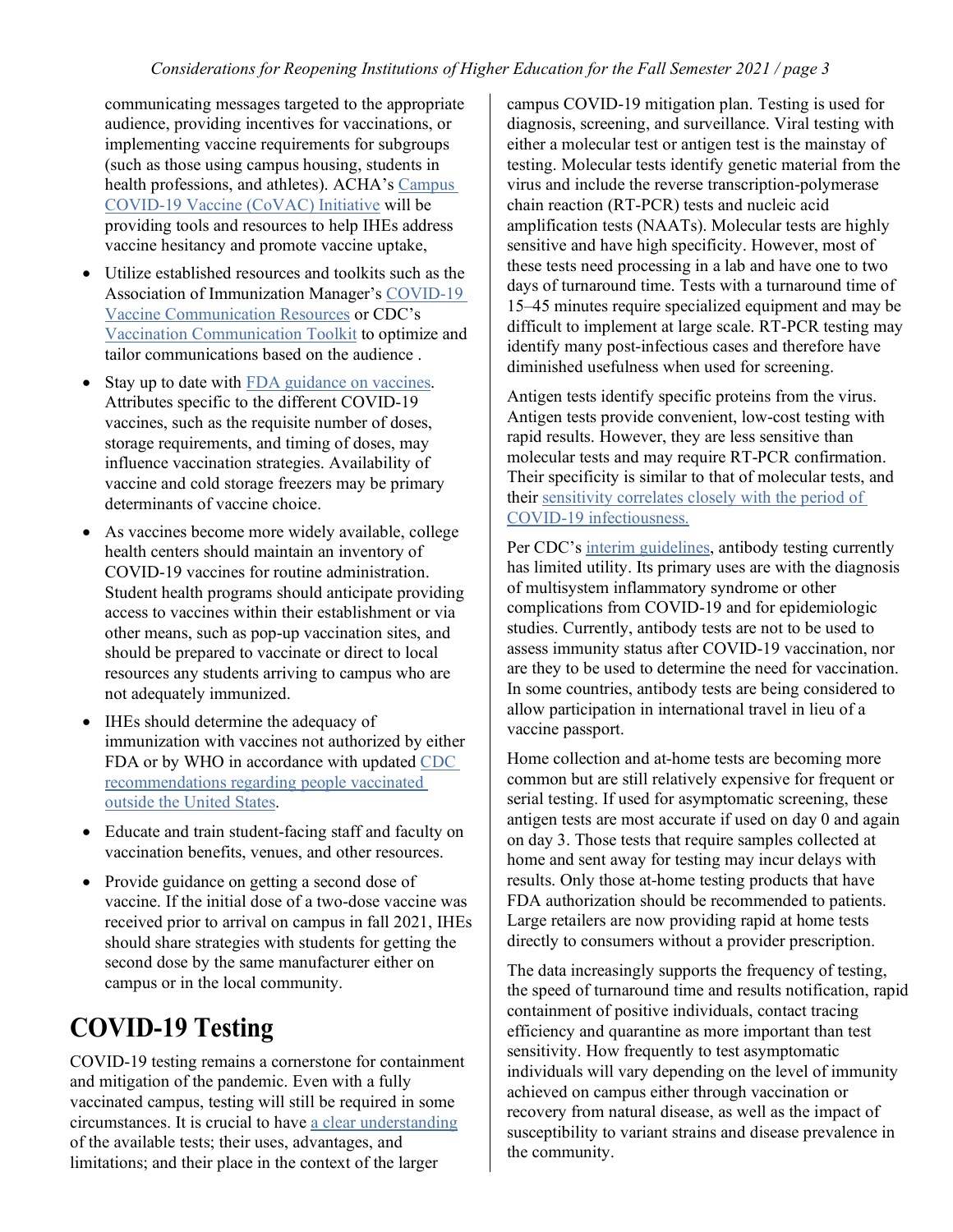communicating messages targeted to the appropriate audience, providing incentives for vaccinations, or implementing vaccine requirements for subgroups (such as those using campus housing, students in health professions, and athletes). ACHA's Campus COVID-19 Vaccine (CoVAC) Initiative will be providing tools and resources to help IHEs address vaccine hesitancy and promote vaccine uptake,

- Utilize established resources and toolkits such as the Association of Immunization Manager's COVID-19 Vaccine Communication Resources or CDC's Vaccination Communication Toolkit to optimize and tailor communications based on the audience .
- Stay up to date with FDA guidance on vaccines. Attributes specific to the different COVID-19 vaccines, such as the requisite number of doses, storage requirements, and timing of doses, may influence vaccination strategies. Availability of vaccine and cold storage freezers may be primary determinants of vaccine choice.
- As vaccines become more widely available, college health centers should maintain an inventory of COVID-19 vaccines for routine administration. Student health programs should anticipate providing access to vaccines within their establishment or via other means, such as pop-up vaccination sites, and should be prepared to vaccinate or direct to local resources any students arriving to campus who are not adequately immunized.
- IHEs should determine the adequacy of immunization with vaccines not authorized by either FDA or by WHO in accordance with updated CDC recommendations regarding people vaccinated outside the United States.
- Educate and train student-facing staff and faculty on vaccination benefits, venues, and other resources.
- Provide guidance on getting a second dose of vaccine. If the initial dose of a two-dose vaccine was received prior to arrival on campus in fall 2021, IHEs should share strategies with students for getting the second dose by the same manufacturer either on campus or in the local community.

# COVID-19 Testing

COVID-19 testing remains a cornerstone for containment and mitigation of the pandemic. Even with a fully vaccinated campus, testing will still be required in some circumstances. It is crucial to have a clear understanding of the available tests; their uses, advantages, and limitations; and their place in the context of the larger campus COVID-19 mitigation plan. Testing is used for diagnosis, screening, and surveillance. Viral testing with either a molecular test or antigen test is the mainstay of testing. Molecular tests identify genetic material from the virus and include the reverse transcription-polymerase chain reaction (RT-PCR) tests and nucleic acid amplification tests (NAATs). Molecular tests are highly sensitive and have high specificity. However, most of these tests need processing in a lab and have one to two days of turnaround time. Tests with a turnaround time of 15–45 minutes require specialized equipment and may be difficult to implement at large scale. RT-PCR testing may identify many post-infectious cases and therefore have diminished usefulness when used for screening.

Antigen tests identify specific proteins from the virus. Antigen tests provide convenient, low-cost testing with rapid results. However, they are less sensitive than molecular tests and may require RT-PCR confirmation. Their specificity is similar to that of molecular tests, and their sensitivity correlates closely with the period of COVID-19 infectiousness.

Per CDC's interim guidelines, antibody testing currently has limited utility. Its primary uses are with the diagnosis of multisystem inflammatory syndrome or other complications from COVID-19 and for epidemiologic studies. Currently, antibody tests are not to be used to assess immunity status after COVID-19 vaccination, nor are they to be used to determine the need for vaccination. In some countries, antibody tests are being considered to allow participation in international travel in lieu of a vaccine passport.

Home collection and at-home tests are becoming more common but are still relatively expensive for frequent or serial testing. If used for asymptomatic screening, these antigen tests are most accurate if used on day 0 and again on day 3. Those tests that require samples collected at home and sent away for testing may incur delays with results. Only those at-home testing products that have FDA authorization should be recommended to patients. Large retailers are now providing rapid at home tests directly to consumers without a provider prescription.

The data increasingly supports the frequency of testing, the speed of turnaround time and results notification, rapid containment of positive individuals, contact tracing efficiency and quarantine as more important than test sensitivity. How frequently to test asymptomatic individuals will vary depending on the level of immunity achieved on campus either through vaccination or recovery from natural disease, as well as the impact of susceptibility to variant strains and disease prevalence in the community.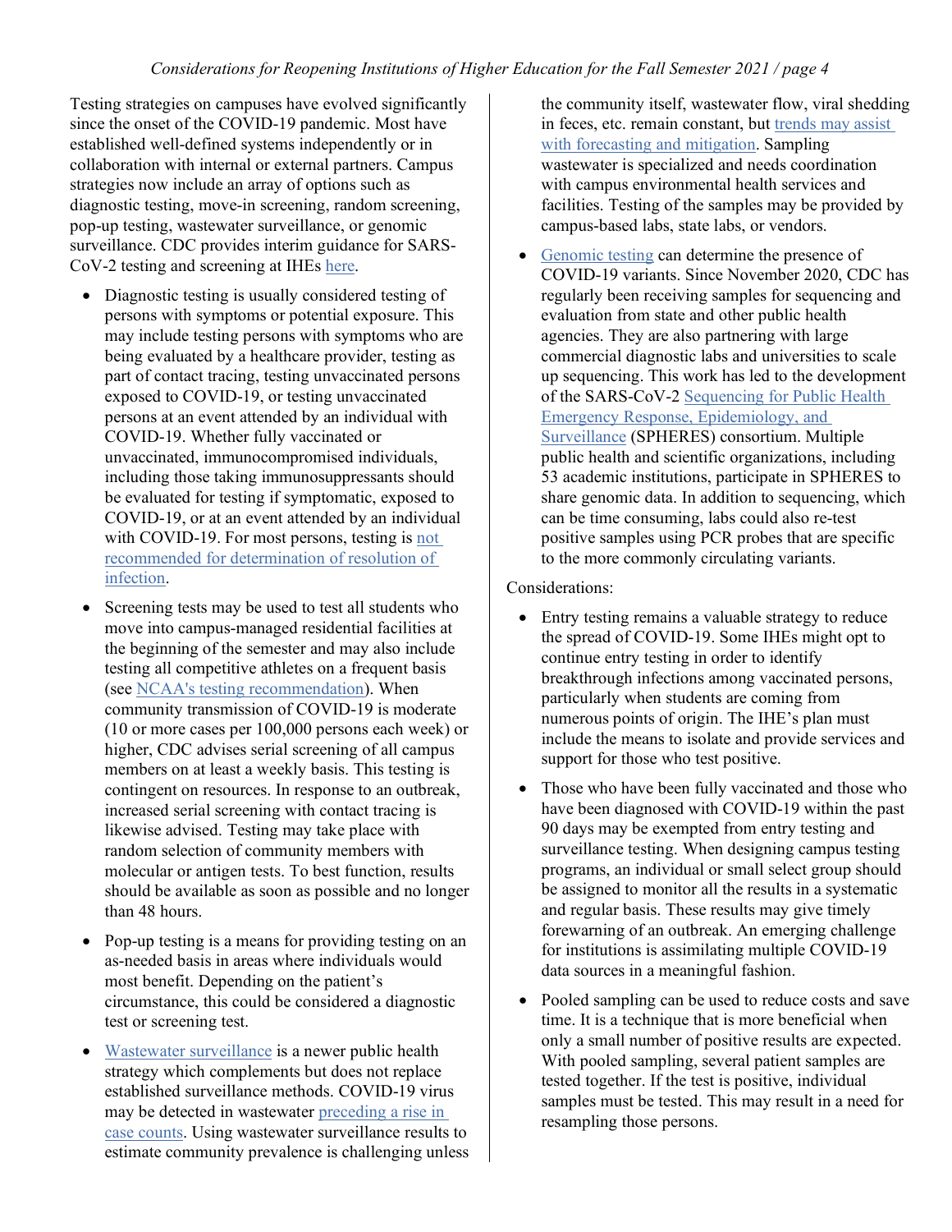Testing strategies on campuses have evolved significantly since the onset of the COVID-19 pandemic. Most have established well-defined systems independently or in collaboration with internal or external partners. Campus strategies now include an array of options such as diagnostic testing, move-in screening, random screening, pop-up testing, wastewater surveillance, or genomic surveillance. CDC provides interim guidance for SARS-CoV-2 testing and screening at IHEs here.

- Diagnostic testing is usually considered testing of persons with symptoms or potential exposure. This may include testing persons with symptoms who are being evaluated by a healthcare provider, testing as part of contact tracing, testing unvaccinated persons exposed to COVID-19, or testing unvaccinated persons at an event attended by an individual with COVID-19. Whether fully vaccinated or unvaccinated, immunocompromised individuals, including those taking immunosuppressants should be evaluated for testing if symptomatic, exposed to COVID-19, or at an event attended by an individual with COVID-19. For most persons, testing is not recommended for determination of resolution of infection.
- Screening tests may be used to test all students who move into campus-managed residential facilities at the beginning of the semester and may also include testing all competitive athletes on a frequent basis (see NCAA's testing recommendation). When community transmission of COVID-19 is moderate (10 or more cases per 100,000 persons each week) or higher, CDC advises serial screening of all campus members on at least a weekly basis. This testing is contingent on resources. In response to an outbreak, increased serial screening with contact tracing is likewise advised. Testing may take place with random selection of community members with molecular or antigen tests. To best function, results should be available as soon as possible and no longer than 48 hours.
- Pop-up testing is a means for providing testing on an as-needed basis in areas where individuals would most benefit. Depending on the patient's circumstance, this could be considered a diagnostic test or screening test.
- Wastewater surveillance is a newer public health strategy which complements but does not replace established surveillance methods. COVID-19 virus may be detected in wastewater preceding a rise in case counts. Using wastewater surveillance results to estimate community prevalence is challenging unless the community itself, wastewater flow, viral shedding in feces, etc. remain constant, but trends may assist with forecasting and mitigation. Sampling wastewater is specialized and needs coordination with campus environmental health services and facilities. Testing of the samples may be provided by campus-based labs, state labs, or vendors.
- Genomic testing can determine the presence of COVID-19 variants. Since November 2020, CDC has regularly been receiving samples for sequencing and evaluation from state and other public health agencies. They are also partnering with large commercial diagnostic labs and universities to scale up sequencing. This work has led to the development of the SARS-CoV-2 Sequencing for Public Health Emergency Response, Epidemiology, and Surveillance (SPHERES) consortium. Multiple public health and scientific organizations, including 53 academic institutions, participate in SPHERES to share genomic data. In addition to sequencing, which can be time consuming, labs could also re-test positive samples using PCR probes that are specific to the more commonly circulating variants.

Considerations:

- Entry testing remains a valuable strategy to reduce the spread of COVID-19. Some IHEs might opt to continue entry testing in order to identify breakthrough infections among vaccinated persons, particularly when students are coming from numerous points of origin. The IHE's plan must include the means to isolate and provide services and support for those who test positive.
- Those who have been fully vaccinated and those who have been diagnosed with COVID-19 within the past 90 days may be exempted from entry testing and surveillance testing. When designing campus testing programs, an individual or small select group should be assigned to monitor all the results in a systematic and regular basis. These results may give timely forewarning of an outbreak. An emerging challenge for institutions is assimilating multiple COVID-19 data sources in a meaningful fashion.
- Pooled sampling can be used to reduce costs and save time. It is a technique that is more beneficial when only a small number of positive results are expected. With pooled sampling, several patient samples are tested together. If the test is positive, individual samples must be tested. This may result in a need for resampling those persons.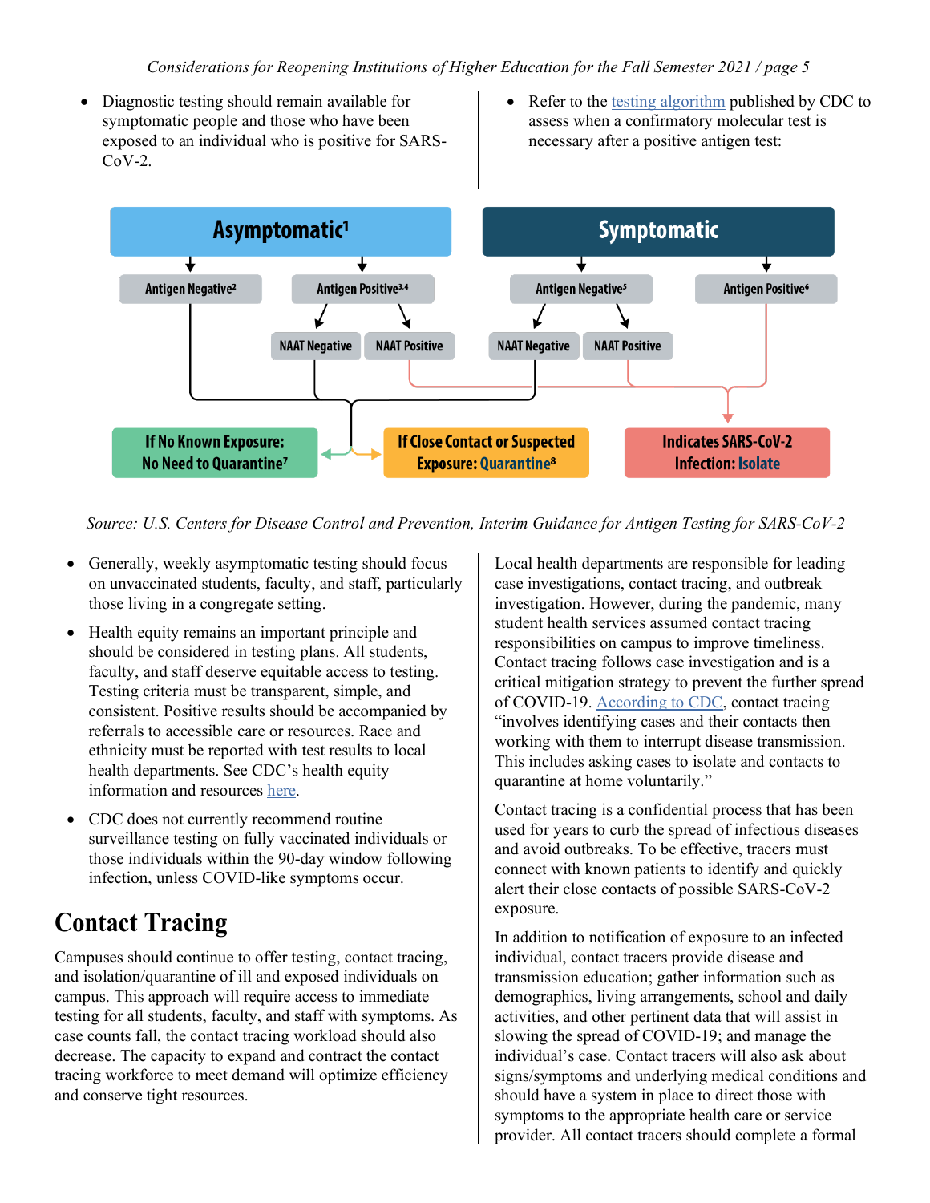- Diagnostic testing should remain available for symptomatic people and those who have been exposed to an individual who is positive for SARS-CoV-2.
- Refer to the testing algorithm published by CDC to assess when a confirmatory molecular test is necessary after a positive antigen test:

**Asymptomatic[1]**
- Antigen Negative[2]
- Antigen Positive[3,4]
  - NAAT Negative
  - NAAT Positive

**Symptomatic**
- Antigen Negative[5]
  - NAAT Negative
  - NAAT Positive
- Antigen Positive[6]

**If No Known Exposure:** No Need to Quarantine[7]

**If Close Contact or Suspected Exposure:** Quarantine[8]

**Indicates SARS-CoV-2 Infection:** Isolate

*Source: U.S. Centers for Disease Control and Prevention, Interim Guidance for Antigen Testing for SARS-CoV-2*

- Generally, weekly asymptomatic testing should focus on unvaccinated students, faculty, and staff, particularly those living in a congregate setting.
- Health equity remains an important principle and should be considered in testing plans. All students, faculty, and staff deserve equitable access to testing. Testing criteria must be transparent, simple, and consistent. Positive results should be accompanied by referrals to accessible care or resources. Race and ethnicity must be reported with test results to local health departments. See CDC's health equity information and resources here.
- CDC does not currently recommend routine surveillance testing on fully vaccinated individuals or those individuals within the 90-day window following infection, unless COVID-like symptoms occur.

# Contact Tracing

Campuses should continue to offer testing, contact tracing, and isolation/quarantine of ill and exposed individuals on campus. This approach will require access to immediate testing for all students, faculty, and staff with symptoms. As case counts fall, the contact tracing workload should also decrease. The capacity to expand and contract the contact tracing workforce to meet demand will optimize efficiency and conserve tight resources.

Local health departments are responsible for leading case investigations, contact tracing, and outbreak investigation. However, during the pandemic, many student health services assumed contact tracing responsibilities on campus to improve timeliness. Contact tracing follows case investigation and is a critical mitigation strategy to prevent the further spread of COVID-19. According to CDC, contact tracing "involves identifying cases and their contacts then working with them to interrupt disease transmission. This includes asking cases to isolate and contacts to quarantine at home voluntarily."

Contact tracing is a confidential process that has been used for years to curb the spread of infectious diseases and avoid outbreaks. To be effective, tracers must connect with known patients to identify and quickly alert their close contacts of possible SARS-CoV-2 exposure.

In addition to notification of exposure to an infected individual, contact tracers provide disease and transmission education; gather information such as demographics, living arrangements, school and daily activities, and other pertinent data that will assist in slowing the spread of COVID-19; and manage the individual's case. Contact tracers will also ask about signs/symptoms and underlying medical conditions and should have a system in place to direct those with symptoms to the appropriate health care or service provider. All contact tracers should complete a formal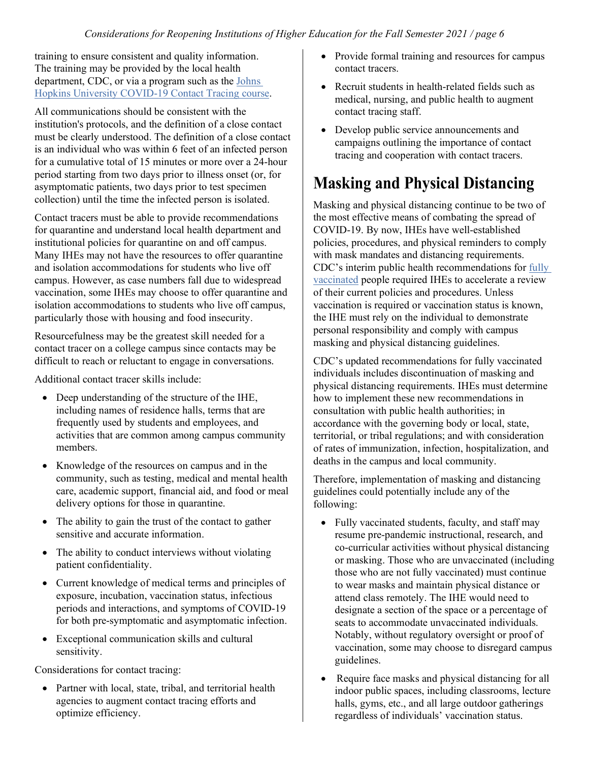training to ensure consistent and quality information. The training may be provided by the local health department, CDC, or via a program such as the [Johns Hopkins University COVID-19 Contact Tracing course](#).

All communications should be consistent with the institution's protocols, and the definition of a close contact must be clearly understood. The definition of a close contact is an individual who was within 6 feet of an infected person for a cumulative total of 15 minutes or more over a 24-hour period starting from two days prior to illness onset (or, for asymptomatic patients, two days prior to test specimen collection) until the time the infected person is isolated.

Contact tracers must be able to provide recommendations for quarantine and understand local health department and institutional policies for quarantine on and off campus. Many IHEs may not have the resources to offer quarantine and isolation accommodations for students who live off campus. However, as case numbers fall due to widespread vaccination, some IHEs may choose to offer quarantine and isolation accommodations to students who live off campus, particularly those with housing and food insecurity.

Resourcefulness may be the greatest skill needed for a contact tracer on a college campus since contacts may be difficult to reach or reluctant to engage in conversations.

Additional contact tracer skills include:

- Deep understanding of the structure of the IHE, including names of residence halls, terms that are frequently used by students and employees, and activities that are common among campus community members.
- Knowledge of the resources on campus and in the community, such as testing, medical and mental health care, academic support, financial aid, and food or meal delivery options for those in quarantine.
- The ability to gain the trust of the contact to gather sensitive and accurate information.
- The ability to conduct interviews without violating patient confidentiality.
- Current knowledge of medical terms and principles of exposure, incubation, vaccination status, infectious periods and interactions, and symptoms of COVID-19 for both pre-symptomatic and asymptomatic infection.
- Exceptional communication skills and cultural sensitivity.

Considerations for contact tracing:

- Partner with local, state, tribal, and territorial health agencies to augment contact tracing efforts and optimize efficiency.
- Provide formal training and resources for campus contact tracers.
- Recruit students in health-related fields such as medical, nursing, and public health to augment contact tracing staff.
- Develop public service announcements and campaigns outlining the importance of contact tracing and cooperation with contact tracers.

# Masking and Physical Distancing

Masking and physical distancing continue to be two of the most effective means of combating the spread of COVID-19. By now, IHEs have well-established policies, procedures, and physical reminders to comply with mask mandates and distancing requirements. CDC's interim public health recommendations for [fully vaccinated](#) people required IHEs to accelerate a review of their current policies and procedures. Unless vaccination is required or vaccination status is known, the IHE must rely on the individual to demonstrate personal responsibility and comply with campus masking and physical distancing guidelines.

CDC's updated recommendations for fully vaccinated individuals includes discontinuation of masking and physical distancing requirements. IHEs must determine how to implement these new recommendations in consultation with public health authorities; in accordance with the governing body or local, state, territorial, or tribal regulations; and with consideration of rates of immunization, infection, hospitalization, and deaths in the campus and local community.

Therefore, implementation of masking and distancing guidelines could potentially include any of the following:

- Fully vaccinated students, faculty, and staff may resume pre-pandemic instructional, research, and co-curricular activities without physical distancing or masking. Those who are unvaccinated (including those who are not fully vaccinated) must continue to wear masks and maintain physical distance or attend class remotely. The IHE would need to designate a section of the space or a percentage of seats to accommodate unvaccinated individuals. Notably, without regulatory oversight or proof of vaccination, some may choose to disregard campus guidelines.
- Require face masks and physical distancing for all indoor public spaces, including classrooms, lecture halls, gyms, etc., and all large outdoor gatherings regardless of individuals' vaccination status.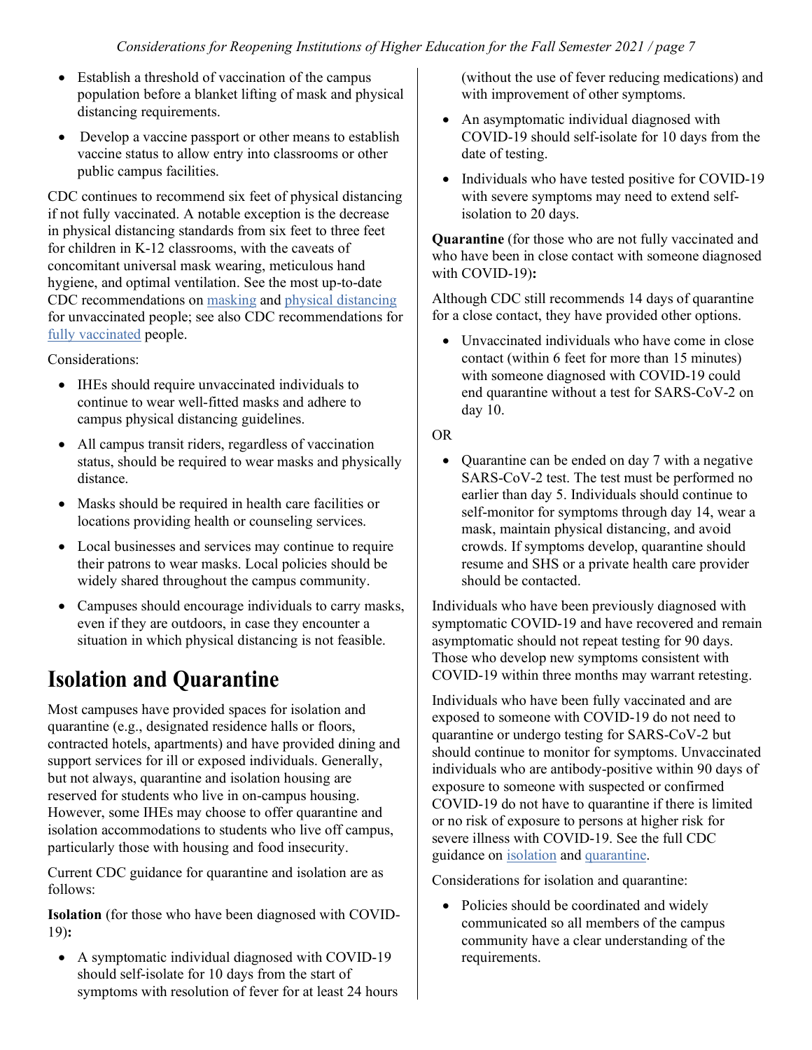- Establish a threshold of vaccination of the campus population before a blanket lifting of mask and physical distancing requirements.
- Develop a vaccine passport or other means to establish vaccine status to allow entry into classrooms or other public campus facilities.

CDC continues to recommend six feet of physical distancing if not fully vaccinated. A notable exception is the decrease in physical distancing standards from six feet to three feet for children in K-12 classrooms, with the caveats of concomitant universal mask wearing, meticulous hand hygiene, and optimal ventilation. See the most up-to-date CDC recommendations on masking and physical distancing for unvaccinated people; see also CDC recommendations for fully vaccinated people.

Considerations:

- IHEs should require unvaccinated individuals to continue to wear well-fitted masks and adhere to campus physical distancing guidelines.
- All campus transit riders, regardless of vaccination status, should be required to wear masks and physically distance.
- Masks should be required in health care facilities or locations providing health or counseling services.
- Local businesses and services may continue to require their patrons to wear masks. Local policies should be widely shared throughout the campus community.
- Campuses should encourage individuals to carry masks, even if they are outdoors, in case they encounter a situation in which physical distancing is not feasible.

# Isolation and Quarantine

Most campuses have provided spaces for isolation and quarantine (e.g., designated residence halls or floors, contracted hotels, apartments) and have provided dining and support services for ill or exposed individuals. Generally, but not always, quarantine and isolation housing are reserved for students who live in on-campus housing. However, some IHEs may choose to offer quarantine and isolation accommodations to students who live off campus, particularly those with housing and food insecurity.

Current CDC guidance for quarantine and isolation are as follows:

**Isolation** (for those who have been diagnosed with COVID-19)**:**

- A symptomatic individual diagnosed with COVID-19 should self-isolate for 10 days from the start of symptoms with resolution of fever for at least 24 hours (without the use of fever reducing medications) and with improvement of other symptoms.
- An asymptomatic individual diagnosed with COVID-19 should self-isolate for 10 days from the date of testing.
- Individuals who have tested positive for COVID-19 with severe symptoms may need to extend self-isolation to 20 days.

**Quarantine** (for those who are not fully vaccinated and who have been in close contact with someone diagnosed with COVID-19)**:**

Although CDC still recommends 14 days of quarantine for a close contact, they have provided other options.

- Unvaccinated individuals who have come in close contact (within 6 feet for more than 15 minutes) with someone diagnosed with COVID-19 could end quarantine without a test for SARS-CoV-2 on day 10.

OR

- Quarantine can be ended on day 7 with a negative SARS-CoV-2 test. The test must be performed no earlier than day 5. Individuals should continue to self-monitor for symptoms through day 14, wear a mask, maintain physical distancing, and avoid crowds. If symptoms develop, quarantine should resume and SHS or a private health care provider should be contacted.

Individuals who have been previously diagnosed with symptomatic COVID-19 and have recovered and remain asymptomatic should not repeat testing for 90 days. Those who develop new symptoms consistent with COVID-19 within three months may warrant retesting.

Individuals who have been fully vaccinated and are exposed to someone with COVID-19 do not need to quarantine or undergo testing for SARS-CoV-2 but should continue to monitor for symptoms. Unvaccinated individuals who are antibody-positive within 90 days of exposure to someone with suspected or confirmed COVID-19 do not have to quarantine if there is limited or no risk of exposure to persons at higher risk for severe illness with COVID-19. See the full CDC guidance on isolation and quarantine.

Considerations for isolation and quarantine:

- Policies should be coordinated and widely communicated so all members of the campus community have a clear understanding of the requirements.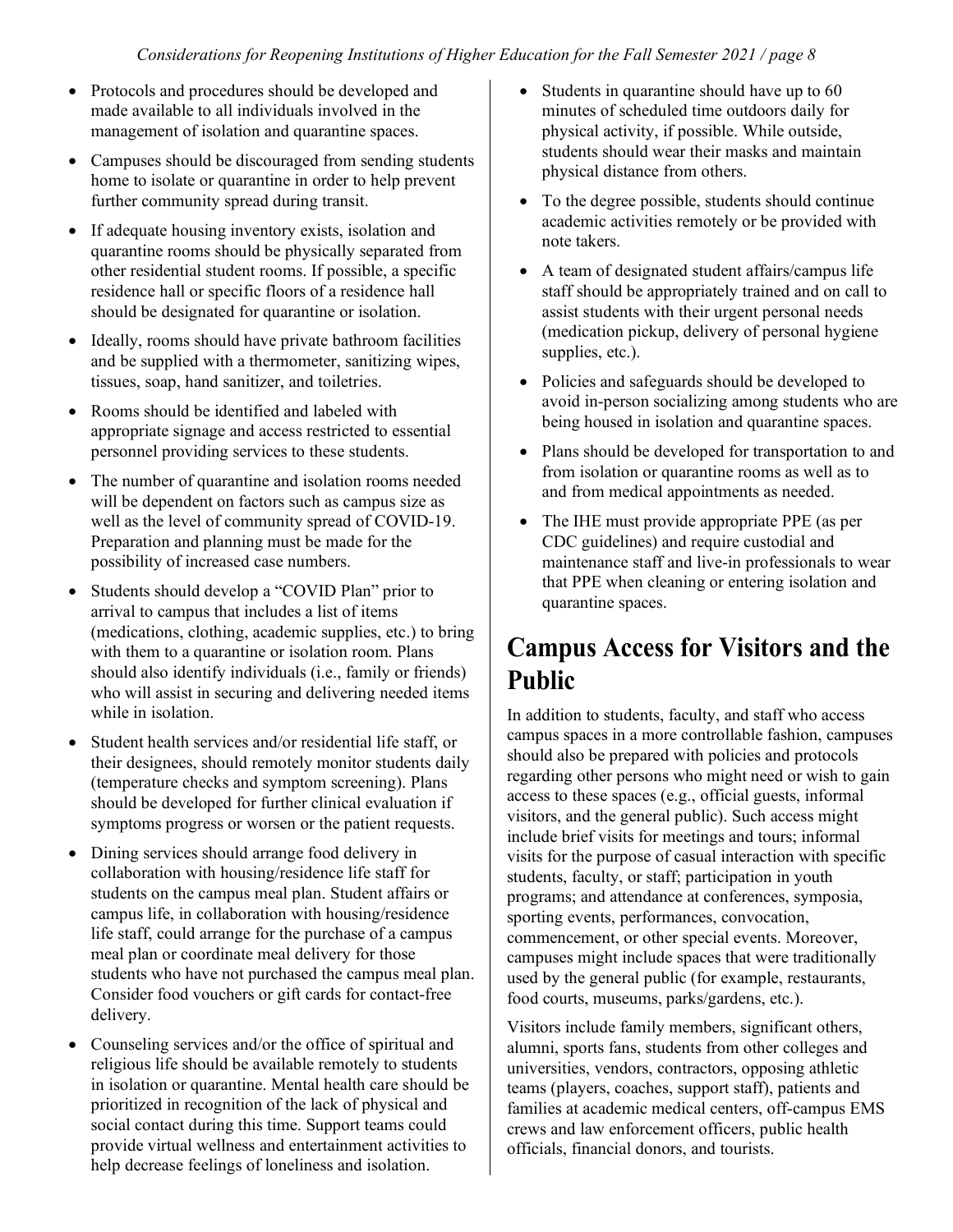- Protocols and procedures should be developed and made available to all individuals involved in the management of isolation and quarantine spaces.
- Campuses should be discouraged from sending students home to isolate or quarantine in order to help prevent further community spread during transit.
- If adequate housing inventory exists, isolation and quarantine rooms should be physically separated from other residential student rooms. If possible, a specific residence hall or specific floors of a residence hall should be designated for quarantine or isolation.
- Ideally, rooms should have private bathroom facilities and be supplied with a thermometer, sanitizing wipes, tissues, soap, hand sanitizer, and toiletries.
- Rooms should be identified and labeled with appropriate signage and access restricted to essential personnel providing services to these students.
- The number of quarantine and isolation rooms needed will be dependent on factors such as campus size as well as the level of community spread of COVID-19. Preparation and planning must be made for the possibility of increased case numbers.
- Students should develop a "COVID Plan" prior to arrival to campus that includes a list of items (medications, clothing, academic supplies, etc.) to bring with them to a quarantine or isolation room. Plans should also identify individuals (i.e., family or friends) who will assist in securing and delivering needed items while in isolation.
- Student health services and/or residential life staff, or their designees, should remotely monitor students daily (temperature checks and symptom screening). Plans should be developed for further clinical evaluation if symptoms progress or worsen or the patient requests.
- Dining services should arrange food delivery in collaboration with housing/residence life staff for students on the campus meal plan. Student affairs or campus life, in collaboration with housing/residence life staff, could arrange for the purchase of a campus meal plan or coordinate meal delivery for those students who have not purchased the campus meal plan. Consider food vouchers or gift cards for contact-free delivery.
- Counseling services and/or the office of spiritual and religious life should be available remotely to students in isolation or quarantine. Mental health care should be prioritized in recognition of the lack of physical and social contact during this time. Support teams could provide virtual wellness and entertainment activities to help decrease feelings of loneliness and isolation.
- Students in quarantine should have up to 60 minutes of scheduled time outdoors daily for physical activity, if possible. While outside, students should wear their masks and maintain physical distance from others.
- To the degree possible, students should continue academic activities remotely or be provided with note takers.
- A team of designated student affairs/campus life staff should be appropriately trained and on call to assist students with their urgent personal needs (medication pickup, delivery of personal hygiene supplies, etc.).
- Policies and safeguards should be developed to avoid in-person socializing among students who are being housed in isolation and quarantine spaces.
- Plans should be developed for transportation to and from isolation or quarantine rooms as well as to and from medical appointments as needed.
- The IHE must provide appropriate PPE (as per CDC guidelines) and require custodial and maintenance staff and live-in professionals to wear that PPE when cleaning or entering isolation and quarantine spaces.

# Campus Access for Visitors and the Public

In addition to students, faculty, and staff who access campus spaces in a more controllable fashion, campuses should also be prepared with policies and protocols regarding other persons who might need or wish to gain access to these spaces (e.g., official guests, informal visitors, and the general public). Such access might include brief visits for meetings and tours; informal visits for the purpose of casual interaction with specific students, faculty, or staff; participation in youth programs; and attendance at conferences, symposia, sporting events, performances, convocation, commencement, or other special events. Moreover, campuses might include spaces that were traditionally used by the general public (for example, restaurants, food courts, museums, parks/gardens, etc.).

Visitors include family members, significant others, alumni, sports fans, students from other colleges and universities, vendors, contractors, opposing athletic teams (players, coaches, support staff), patients and families at academic medical centers, off-campus EMS crews and law enforcement officers, public health officials, financial donors, and tourists.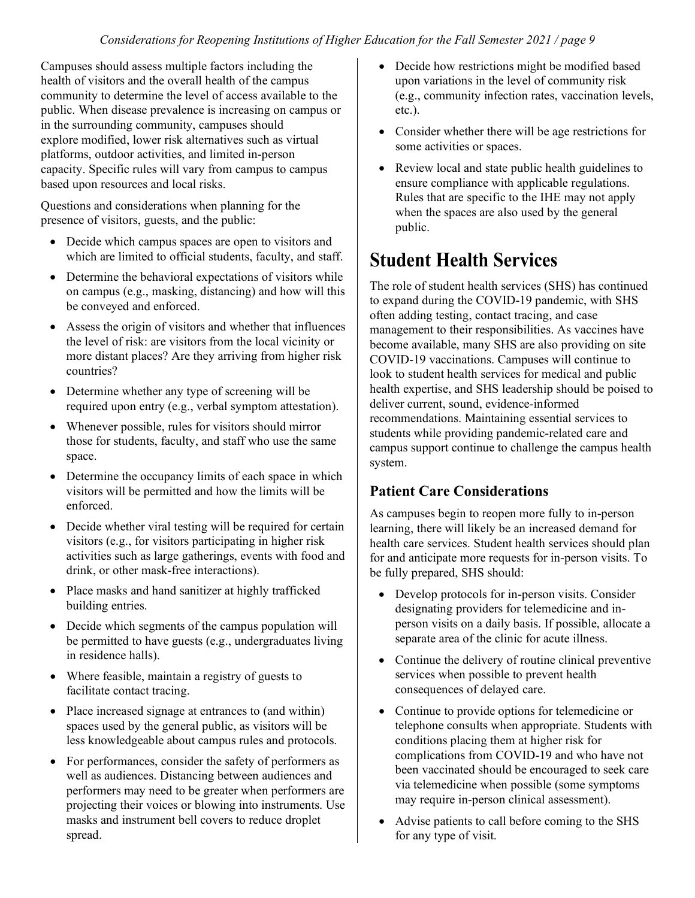Campuses should assess multiple factors including the health of visitors and the overall health of the campus community to determine the level of access available to the public. When disease prevalence is increasing on campus or in the surrounding community, campuses should explore modified, lower risk alternatives such as virtual platforms, outdoor activities, and limited in-person capacity. Specific rules will vary from campus to campus based upon resources and local risks.

Questions and considerations when planning for the presence of visitors, guests, and the public:

- Decide which campus spaces are open to visitors and which are limited to official students, faculty, and staff.
- Determine the behavioral expectations of visitors while on campus (e.g., masking, distancing) and how will this be conveyed and enforced.
- Assess the origin of visitors and whether that influences the level of risk: are visitors from the local vicinity or more distant places? Are they arriving from higher risk countries?
- Determine whether any type of screening will be required upon entry (e.g., verbal symptom attestation).
- Whenever possible, rules for visitors should mirror those for students, faculty, and staff who use the same space.
- Determine the occupancy limits of each space in which visitors will be permitted and how the limits will be enforced.
- Decide whether viral testing will be required for certain visitors (e.g., for visitors participating in higher risk activities such as large gatherings, events with food and drink, or other mask-free interactions).
- Place masks and hand sanitizer at highly trafficked building entries.
- Decide which segments of the campus population will be permitted to have guests (e.g., undergraduates living in residence halls).
- Where feasible, maintain a registry of guests to facilitate contact tracing.
- Place increased signage at entrances to (and within) spaces used by the general public, as visitors will be less knowledgeable about campus rules and protocols.
- For performances, consider the safety of performers as well as audiences. Distancing between audiences and performers may need to be greater when performers are projecting their voices or blowing into instruments. Use masks and instrument bell covers to reduce droplet spread.
- Decide how restrictions might be modified based upon variations in the level of community risk (e.g., community infection rates, vaccination levels, etc.).
- Consider whether there will be age restrictions for some activities or spaces.
- Review local and state public health guidelines to ensure compliance with applicable regulations. Rules that are specific to the IHE may not apply when the spaces are also used by the general public.

# Student Health Services

The role of student health services (SHS) has continued to expand during the COVID-19 pandemic, with SHS often adding testing, contact tracing, and case management to their responsibilities. As vaccines have become available, many SHS are also providing on site COVID-19 vaccinations. Campuses will continue to look to student health services for medical and public health expertise, and SHS leadership should be poised to deliver current, sound, evidence-informed recommendations. Maintaining essential services to students while providing pandemic-related care and campus support continue to challenge the campus health system.

## Patient Care Considerations

As campuses begin to reopen more fully to in-person learning, there will likely be an increased demand for health care services. Student health services should plan for and anticipate more requests for in-person visits. To be fully prepared, SHS should:

- Develop protocols for in-person visits. Consider designating providers for telemedicine and in-person visits on a daily basis. If possible, allocate a separate area of the clinic for acute illness.
- Continue the delivery of routine clinical preventive services when possible to prevent health consequences of delayed care.
- Continue to provide options for telemedicine or telephone consults when appropriate. Students with conditions placing them at higher risk for complications from COVID-19 and who have not been vaccinated should be encouraged to seek care via telemedicine when possible (some symptoms may require in-person clinical assessment).
- Advise patients to call before coming to the SHS for any type of visit.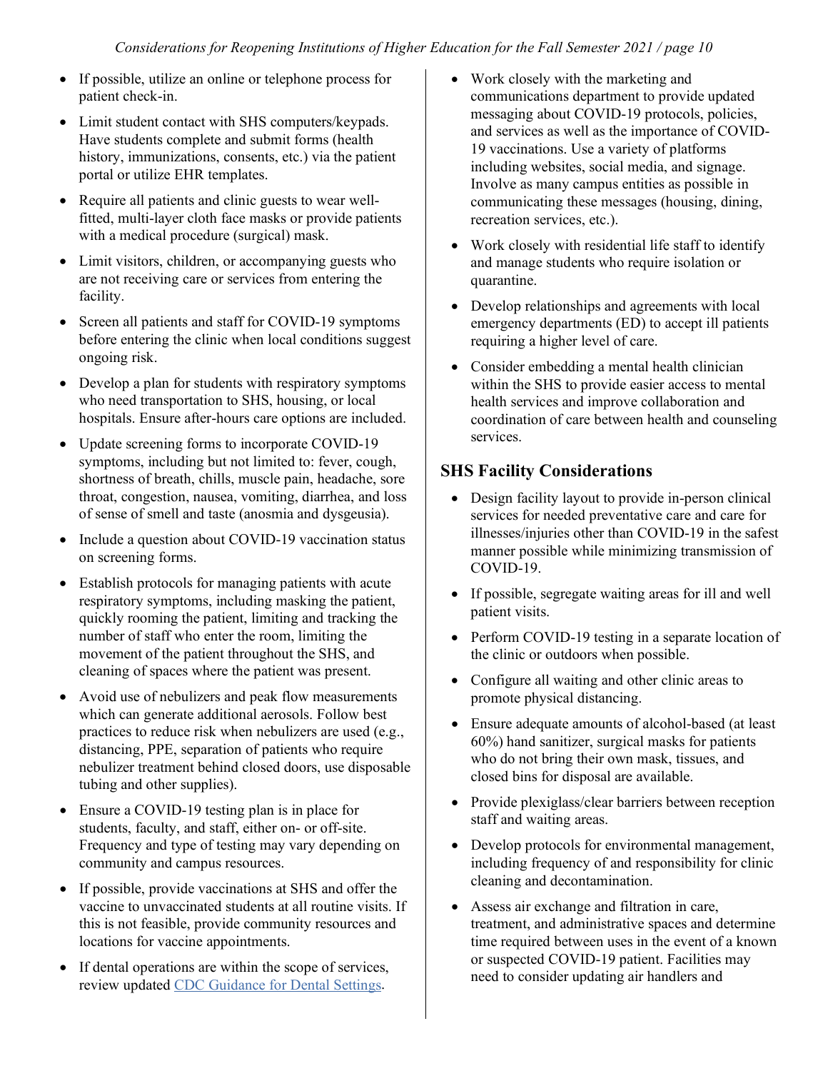- If possible, utilize an online or telephone process for patient check-in.
- Limit student contact with SHS computers/keypads. Have students complete and submit forms (health history, immunizations, consents, etc.) via the patient portal or utilize EHR templates.
- Require all patients and clinic guests to wear well-fitted, multi-layer cloth face masks or provide patients with a medical procedure (surgical) mask.
- Limit visitors, children, or accompanying guests who are not receiving care or services from entering the facility.
- Screen all patients and staff for COVID-19 symptoms before entering the clinic when local conditions suggest ongoing risk.
- Develop a plan for students with respiratory symptoms who need transportation to SHS, housing, or local hospitals. Ensure after-hours care options are included.
- Update screening forms to incorporate COVID-19 symptoms, including but not limited to: fever, cough, shortness of breath, chills, muscle pain, headache, sore throat, congestion, nausea, vomiting, diarrhea, and loss of sense of smell and taste (anosmia and dysgeusia).
- Include a question about COVID-19 vaccination status on screening forms.
- Establish protocols for managing patients with acute respiratory symptoms, including masking the patient, quickly rooming the patient, limiting and tracking the number of staff who enter the room, limiting the movement of the patient throughout the SHS, and cleaning of spaces where the patient was present.
- Avoid use of nebulizers and peak flow measurements which can generate additional aerosols. Follow best practices to reduce risk when nebulizers are used (e.g., distancing, PPE, separation of patients who require nebulizer treatment behind closed doors, use disposable tubing and other supplies).
- Ensure a COVID-19 testing plan is in place for students, faculty, and staff, either on- or off-site. Frequency and type of testing may vary depending on community and campus resources.
- If possible, provide vaccinations at SHS and offer the vaccine to unvaccinated students at all routine visits. If this is not feasible, provide community resources and locations for vaccine appointments.
- If dental operations are within the scope of services, review updated [CDC Guidance for Dental Settings](#).
- Work closely with the marketing and communications department to provide updated messaging about COVID-19 protocols, policies, and services as well as the importance of COVID-19 vaccinations. Use a variety of platforms including websites, social media, and signage. Involve as many campus entities as possible in communicating these messages (housing, dining, recreation services, etc.).
- Work closely with residential life staff to identify and manage students who require isolation or quarantine.
- Develop relationships and agreements with local emergency departments (ED) to accept ill patients requiring a higher level of care.
- Consider embedding a mental health clinician within the SHS to provide easier access to mental health services and improve collaboration and coordination of care between health and counseling services.

## SHS Facility Considerations

- Design facility layout to provide in-person clinical services for needed preventative care and care for illnesses/injuries other than COVID-19 in the safest manner possible while minimizing transmission of COVID-19.
- If possible, segregate waiting areas for ill and well patient visits.
- Perform COVID-19 testing in a separate location of the clinic or outdoors when possible.
- Configure all waiting and other clinic areas to promote physical distancing.
- Ensure adequate amounts of alcohol-based (at least 60%) hand sanitizer, surgical masks for patients who do not bring their own mask, tissues, and closed bins for disposal are available.
- Provide plexiglass/clear barriers between reception staff and waiting areas.
- Develop protocols for environmental management, including frequency of and responsibility for clinic cleaning and decontamination.
- Assess air exchange and filtration in care, treatment, and administrative spaces and determine time required between uses in the event of a known or suspected COVID-19 patient. Facilities may need to consider updating air handlers and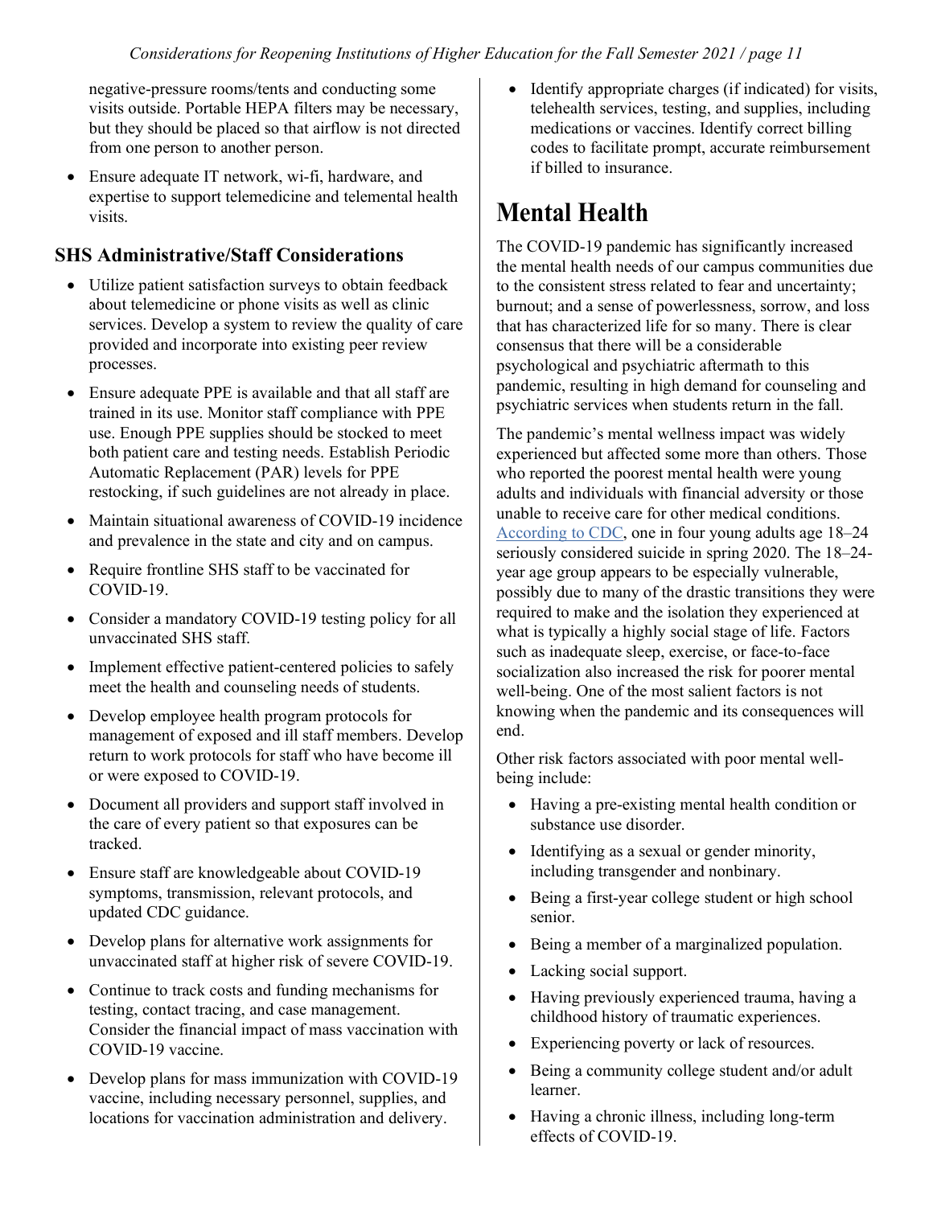negative-pressure rooms/tents and conducting some visits outside. Portable HEPA filters may be necessary, but they should be placed so that airflow is not directed from one person to another person.

- Ensure adequate IT network, wi-fi, hardware, and expertise to support telemedicine and telemental health visits.

### SHS Administrative/Staff Considerations

- Utilize patient satisfaction surveys to obtain feedback about telemedicine or phone visits as well as clinic services. Develop a system to review the quality of care provided and incorporate into existing peer review processes.
- Ensure adequate PPE is available and that all staff are trained in its use. Monitor staff compliance with PPE use. Enough PPE supplies should be stocked to meet both patient care and testing needs. Establish Periodic Automatic Replacement (PAR) levels for PPE restocking, if such guidelines are not already in place.
- Maintain situational awareness of COVID-19 incidence and prevalence in the state and city and on campus.
- Require frontline SHS staff to be vaccinated for COVID-19.
- Consider a mandatory COVID-19 testing policy for all unvaccinated SHS staff.
- Implement effective patient-centered policies to safely meet the health and counseling needs of students.
- Develop employee health program protocols for management of exposed and ill staff members. Develop return to work protocols for staff who have become ill or were exposed to COVID-19.
- Document all providers and support staff involved in the care of every patient so that exposures can be tracked.
- Ensure staff are knowledgeable about COVID-19 symptoms, transmission, relevant protocols, and updated CDC guidance.
- Develop plans for alternative work assignments for unvaccinated staff at higher risk of severe COVID-19.
- Continue to track costs and funding mechanisms for testing, contact tracing, and case management. Consider the financial impact of mass vaccination with COVID-19 vaccine.
- Develop plans for mass immunization with COVID-19 vaccine, including necessary personnel, supplies, and locations for vaccination administration and delivery.
- Identify appropriate charges (if indicated) for visits, telehealth services, testing, and supplies, including medications or vaccines. Identify correct billing codes to facilitate prompt, accurate reimbursement if billed to insurance.

## Mental Health

The COVID-19 pandemic has significantly increased the mental health needs of our campus communities due to the consistent stress related to fear and uncertainty; burnout; and a sense of powerlessness, sorrow, and loss that has characterized life for so many. There is clear consensus that there will be a considerable psychological and psychiatric aftermath to this pandemic, resulting in high demand for counseling and psychiatric services when students return in the fall.

The pandemic's mental wellness impact was widely experienced but affected some more than others. Those who reported the poorest mental health were young adults and individuals with financial adversity or those unable to receive care for other medical conditions. According to CDC, one in four young adults age 18–24 seriously considered suicide in spring 2020. The 18–24-year age group appears to be especially vulnerable, possibly due to many of the drastic transitions they were required to make and the isolation they experienced at what is typically a highly social stage of life. Factors such as inadequate sleep, exercise, or face-to-face socialization also increased the risk for poorer mental well-being. One of the most salient factors is not knowing when the pandemic and its consequences will end.

Other risk factors associated with poor mental well-being include:

- Having a pre-existing mental health condition or substance use disorder.
- Identifying as a sexual or gender minority, including transgender and nonbinary.
- Being a first-year college student or high school senior.
- Being a member of a marginalized population.
- Lacking social support.
- Having previously experienced trauma, having a childhood history of traumatic experiences.
- Experiencing poverty or lack of resources.
- Being a community college student and/or adult learner.
- Having a chronic illness, including long-term effects of COVID-19.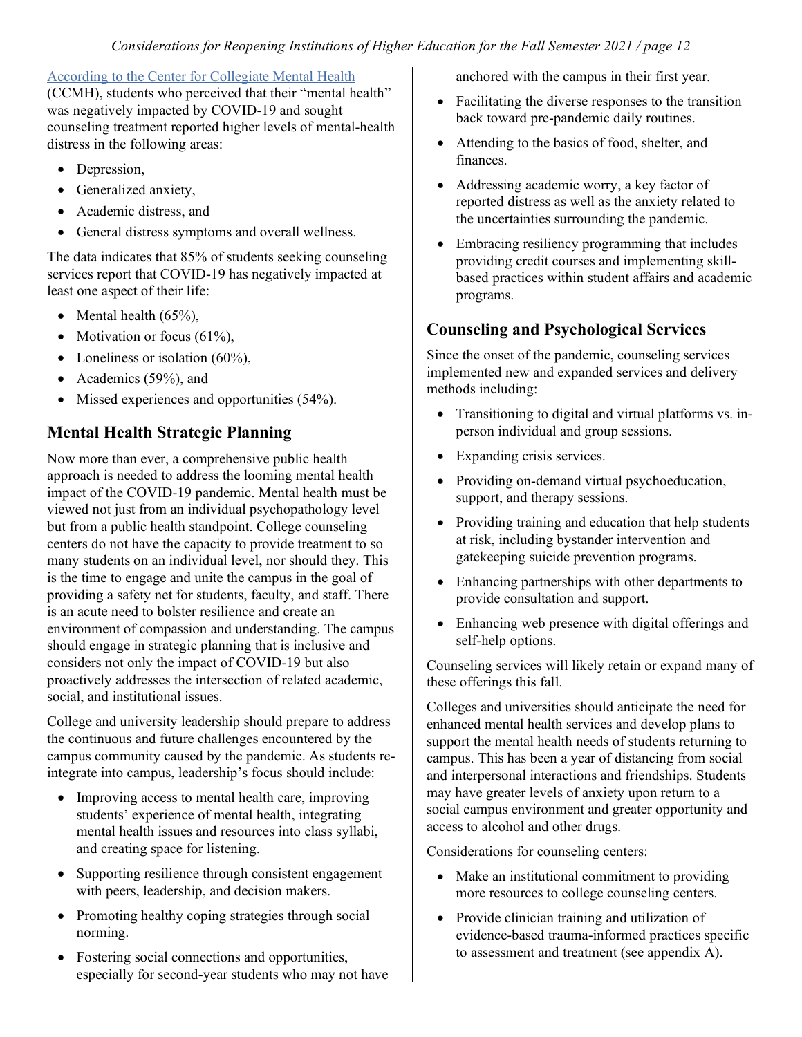[According to the Center for Collegiate Mental Health](#) (CCMH), students who perceived that their "mental health" was negatively impacted by COVID-19 and sought counseling treatment reported higher levels of mental-health distress in the following areas:

- Depression,
- Generalized anxiety,
- Academic distress, and
- General distress symptoms and overall wellness.

The data indicates that 85% of students seeking counseling services report that COVID-19 has negatively impacted at least one aspect of their life:

- Mental health (65%),
- Motivation or focus (61%),
- Loneliness or isolation (60%),
- Academics (59%), and
- Missed experiences and opportunities (54%).

## Mental Health Strategic Planning

Now more than ever, a comprehensive public health approach is needed to address the looming mental health impact of the COVID-19 pandemic. Mental health must be viewed not just from an individual psychopathology level but from a public health standpoint. College counseling centers do not have the capacity to provide treatment to so many students on an individual level, nor should they. This is the time to engage and unite the campus in the goal of providing a safety net for students, faculty, and staff. There is an acute need to bolster resilience and create an environment of compassion and understanding. The campus should engage in strategic planning that is inclusive and considers not only the impact of COVID-19 but also proactively addresses the intersection of related academic, social, and institutional issues.

College and university leadership should prepare to address the continuous and future challenges encountered by the campus community caused by the pandemic. As students re-integrate into campus, leadership's focus should include:

- Improving access to mental health care, improving students' experience of mental health, integrating mental health issues and resources into class syllabi, and creating space for listening.
- Supporting resilience through consistent engagement with peers, leadership, and decision makers.
- Promoting healthy coping strategies through social norming.
- Fostering social connections and opportunities, especially for second-year students who may not have anchored with the campus in their first year.
- Facilitating the diverse responses to the transition back toward pre-pandemic daily routines.
- Attending to the basics of food, shelter, and finances.
- Addressing academic worry, a key factor of reported distress as well as the anxiety related to the uncertainties surrounding the pandemic.
- Embracing resiliency programming that includes providing credit courses and implementing skill-based practices within student affairs and academic programs.

## Counseling and Psychological Services

Since the onset of the pandemic, counseling services implemented new and expanded services and delivery methods including:

- Transitioning to digital and virtual platforms vs. in-person individual and group sessions.
- Expanding crisis services.
- Providing on-demand virtual psychoeducation, support, and therapy sessions.
- Providing training and education that help students at risk, including bystander intervention and gatekeeping suicide prevention programs.
- Enhancing partnerships with other departments to provide consultation and support.
- Enhancing web presence with digital offerings and self-help options.

Counseling services will likely retain or expand many of these offerings this fall.

Colleges and universities should anticipate the need for enhanced mental health services and develop plans to support the mental health needs of students returning to campus. This has been a year of distancing from social and interpersonal interactions and friendships. Students may have greater levels of anxiety upon return to a social campus environment and greater opportunity and access to alcohol and other drugs.

Considerations for counseling centers:

- Make an institutional commitment to providing more resources to college counseling centers.
- Provide clinician training and utilization of evidence-based trauma-informed practices specific to assessment and treatment (see appendix A).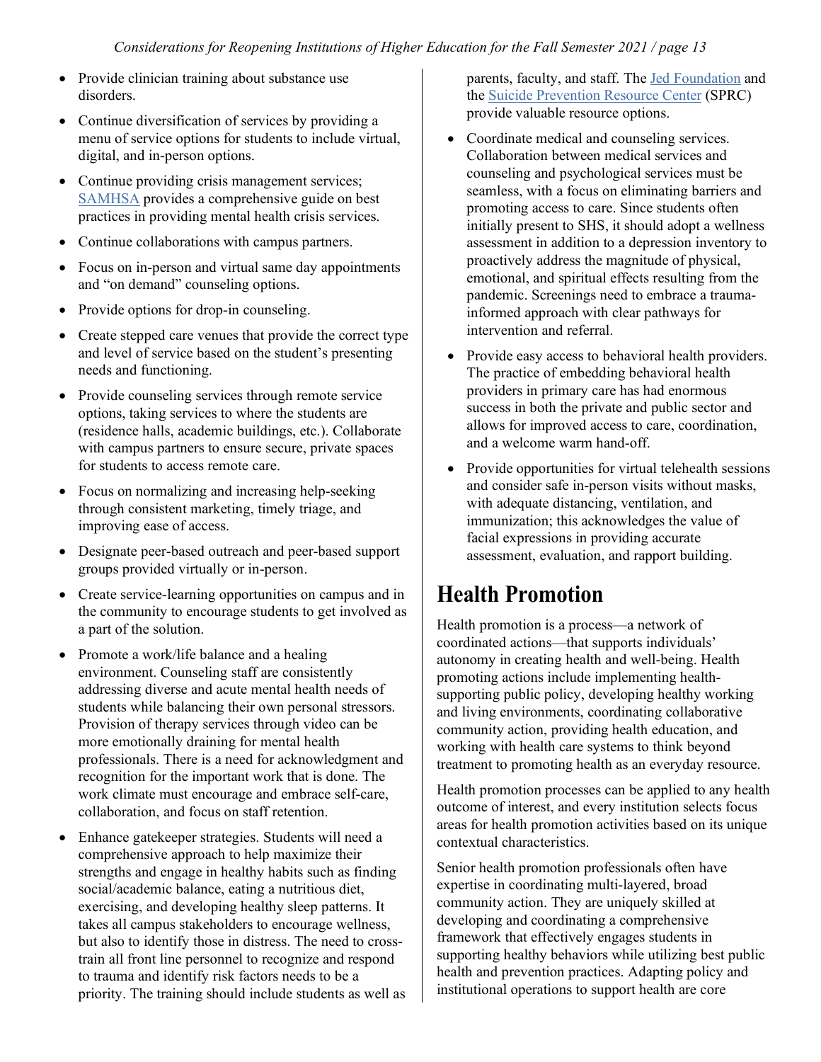- Provide clinician training about substance use disorders.
- Continue diversification of services by providing a menu of service options for students to include virtual, digital, and in-person options.
- Continue providing crisis management services; SAMHSA provides a comprehensive guide on best practices in providing mental health crisis services.
- Continue collaborations with campus partners.
- Focus on in-person and virtual same day appointments and "on demand" counseling options.
- Provide options for drop-in counseling.
- Create stepped care venues that provide the correct type and level of service based on the student's presenting needs and functioning.
- Provide counseling services through remote service options, taking services to where the students are (residence halls, academic buildings, etc.). Collaborate with campus partners to ensure secure, private spaces for students to access remote care.
- Focus on normalizing and increasing help-seeking through consistent marketing, timely triage, and improving ease of access.
- Designate peer-based outreach and peer-based support groups provided virtually or in-person.
- Create service-learning opportunities on campus and in the community to encourage students to get involved as a part of the solution.
- Promote a work/life balance and a healing environment. Counseling staff are consistently addressing diverse and acute mental health needs of students while balancing their own personal stressors. Provision of therapy services through video can be more emotionally draining for mental health professionals. There is a need for acknowledgment and recognition for the important work that is done. The work climate must encourage and embrace self-care, collaboration, and focus on staff retention.
- Enhance gatekeeper strategies. Students will need a comprehensive approach to help maximize their strengths and engage in healthy habits such as finding social/academic balance, eating a nutritious diet, exercising, and developing healthy sleep patterns. It takes all campus stakeholders to encourage wellness, but also to identify those in distress. The need to cross-train all front line personnel to recognize and respond to trauma and identify risk factors needs to be a priority. The training should include students as well as parents, faculty, and staff. The Jed Foundation and the Suicide Prevention Resource Center (SPRC) provide valuable resource options.
- Coordinate medical and counseling services. Collaboration between medical services and counseling and psychological services must be seamless, with a focus on eliminating barriers and promoting access to care. Since students often initially present to SHS, it should adopt a wellness assessment in addition to a depression inventory to proactively address the magnitude of physical, emotional, and spiritual effects resulting from the pandemic. Screenings need to embrace a trauma-informed approach with clear pathways for intervention and referral.
- Provide easy access to behavioral health providers. The practice of embedding behavioral health providers in primary care has had enormous success in both the private and public sector and allows for improved access to care, coordination, and a welcome warm hand-off.
- Provide opportunities for virtual telehealth sessions and consider safe in-person visits without masks, with adequate distancing, ventilation, and immunization; this acknowledges the value of facial expressions in providing accurate assessment, evaluation, and rapport building.

# Health Promotion

Health promotion is a process—a network of coordinated actions—that supports individuals' autonomy in creating health and well-being. Health promoting actions include implementing health-supporting public policy, developing healthy working and living environments, coordinating collaborative community action, providing health education, and working with health care systems to think beyond treatment to promoting health as an everyday resource.

Health promotion processes can be applied to any health outcome of interest, and every institution selects focus areas for health promotion activities based on its unique contextual characteristics.

Senior health promotion professionals often have expertise in coordinating multi-layered, broad community action. They are uniquely skilled at developing and coordinating a comprehensive framework that effectively engages students in supporting healthy behaviors while utilizing best public health and prevention practices. Adapting policy and institutional operations to support health are core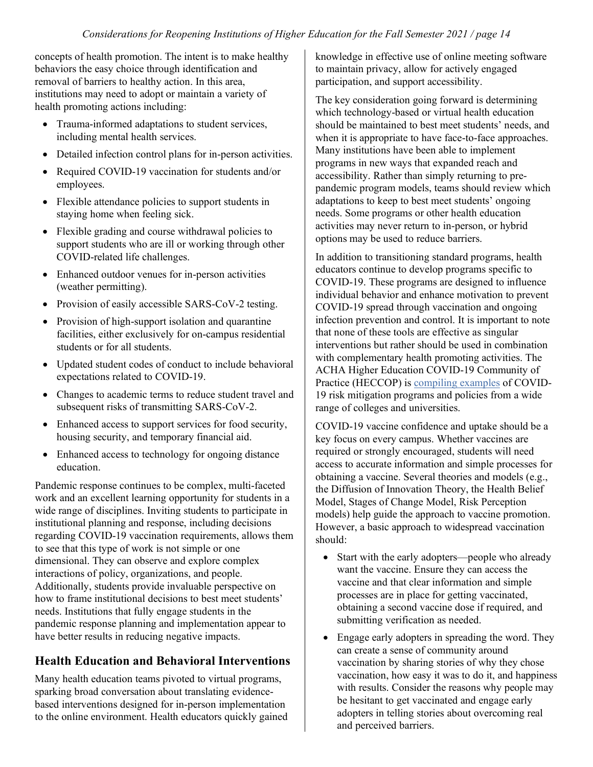concepts of health promotion. The intent is to make healthy behaviors the easy choice through identification and removal of barriers to healthy action. In this area, institutions may need to adopt or maintain a variety of health promoting actions including:

- Trauma-informed adaptations to student services, including mental health services.
- Detailed infection control plans for in-person activities.
- Required COVID-19 vaccination for students and/or employees.
- Flexible attendance policies to support students in staying home when feeling sick.
- Flexible grading and course withdrawal policies to support students who are ill or working through other COVID-related life challenges.
- Enhanced outdoor venues for in-person activities (weather permitting).
- Provision of easily accessible SARS-CoV-2 testing.
- Provision of high-support isolation and quarantine facilities, either exclusively for on-campus residential students or for all students.
- Updated student codes of conduct to include behavioral expectations related to COVID-19.
- Changes to academic terms to reduce student travel and subsequent risks of transmitting SARS-CoV-2.
- Enhanced access to support services for food security, housing security, and temporary financial aid.
- Enhanced access to technology for ongoing distance education.

Pandemic response continues to be complex, multi-faceted work and an excellent learning opportunity for students in a wide range of disciplines. Inviting students to participate in institutional planning and response, including decisions regarding COVID-19 vaccination requirements, allows them to see that this type of work is not simple or one dimensional. They can observe and explore complex interactions of policy, organizations, and people. Additionally, students provide invaluable perspective on how to frame institutional decisions to best meet students' needs. Institutions that fully engage students in the pandemic response planning and implementation appear to have better results in reducing negative impacts.

## Health Education and Behavioral Interventions

Many health education teams pivoted to virtual programs, sparking broad conversation about translating evidence-based interventions designed for in-person implementation to the online environment. Health educators quickly gained knowledge in effective use of online meeting software to maintain privacy, allow for actively engaged participation, and support accessibility.

The key consideration going forward is determining which technology-based or virtual health education should be maintained to best meet students' needs, and when it is appropriate to have face-to-face approaches. Many institutions have been able to implement programs in new ways that expanded reach and accessibility. Rather than simply returning to pre-pandemic program models, teams should review which adaptations to keep to best meet students' ongoing needs. Some programs or other health education activities may never return to in-person, or hybrid options may be used to reduce barriers.

In addition to transitioning standard programs, health educators continue to develop programs specific to COVID-19. These programs are designed to influence individual behavior and enhance motivation to prevent COVID-19 spread through vaccination and ongoing infection prevention and control. It is important to note that none of these tools are effective as singular interventions but rather should be used in combination with complementary health promoting activities. The ACHA Higher Education COVID-19 Community of Practice (HECCOP) is [compiling examples](#) of COVID-19 risk mitigation programs and policies from a wide range of colleges and universities.

COVID-19 vaccine confidence and uptake should be a key focus on every campus. Whether vaccines are required or strongly encouraged, students will need access to accurate information and simple processes for obtaining a vaccine. Several theories and models (e.g., the Diffusion of Innovation Theory, the Health Belief Model, Stages of Change Model, Risk Perception models) help guide the approach to vaccine promotion. However, a basic approach to widespread vaccination should:

- Start with the early adopters—people who already want the vaccine. Ensure they can access the vaccine and that clear information and simple processes are in place for getting vaccinated, obtaining a second vaccine dose if required, and submitting verification as needed.
- Engage early adopters in spreading the word. They can create a sense of community around vaccination by sharing stories of why they chose vaccination, how easy it was to do it, and happiness with results. Consider the reasons why people may be hesitant to get vaccinated and engage early adopters in telling stories about overcoming real and perceived barriers.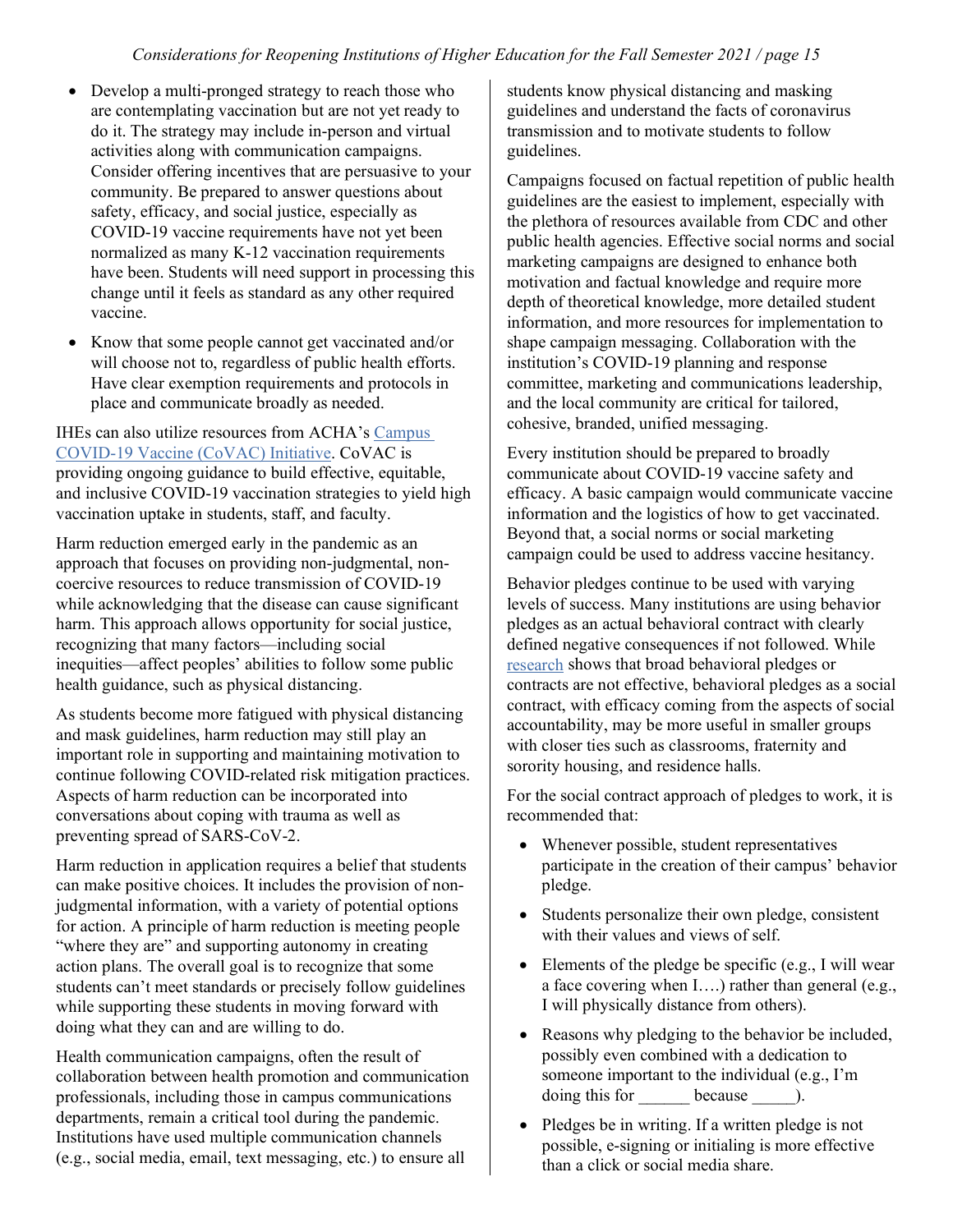- Develop a multi-pronged strategy to reach those who are contemplating vaccination but are not yet ready to do it. The strategy may include in-person and virtual activities along with communication campaigns. Consider offering incentives that are persuasive to your community. Be prepared to answer questions about safety, efficacy, and social justice, especially as COVID-19 vaccine requirements have not yet been normalized as many K-12 vaccination requirements have been. Students will need support in processing this change until it feels as standard as any other required vaccine.
- Know that some people cannot get vaccinated and/or will choose not to, regardless of public health efforts. Have clear exemption requirements and protocols in place and communicate broadly as needed.

IHEs can also utilize resources from ACHA's [Campus COVID-19 Vaccine (CoVAC) Initiative](). CoVAC is providing ongoing guidance to build effective, equitable, and inclusive COVID-19 vaccination strategies to yield high vaccination uptake in students, staff, and faculty.

Harm reduction emerged early in the pandemic as an approach that focuses on providing non-judgmental, non-coercive resources to reduce transmission of COVID-19 while acknowledging that the disease can cause significant harm. This approach allows opportunity for social justice, recognizing that many factors—including social inequities—affect peoples' abilities to follow some public health guidance, such as physical distancing.

As students become more fatigued with physical distancing and mask guidelines, harm reduction may still play an important role in supporting and maintaining motivation to continue following COVID-related risk mitigation practices. Aspects of harm reduction can be incorporated into conversations about coping with trauma as well as preventing spread of SARS-CoV-2.

Harm reduction in application requires a belief that students can make positive choices. It includes the provision of non-judgmental information, with a variety of potential options for action. A principle of harm reduction is meeting people "where they are" and supporting autonomy in creating action plans. The overall goal is to recognize that some students can't meet standards or precisely follow guidelines while supporting these students in moving forward with doing what they can and are willing to do.

Health communication campaigns, often the result of collaboration between health promotion and communication professionals, including those in campus communications departments, remain a critical tool during the pandemic. Institutions have used multiple communication channels (e.g., social media, email, text messaging, etc.) to ensure all students know physical distancing and masking guidelines and understand the facts of coronavirus transmission and to motivate students to follow guidelines.

Campaigns focused on factual repetition of public health guidelines are the easiest to implement, especially with the plethora of resources available from CDC and other public health agencies. Effective social norms and social marketing campaigns are designed to enhance both motivation and factual knowledge and require more depth of theoretical knowledge, more detailed student information, and more resources for implementation to shape campaign messaging. Collaboration with the institution's COVID-19 planning and response committee, marketing and communications leadership, and the local community are critical for tailored, cohesive, branded, unified messaging.

Every institution should be prepared to broadly communicate about COVID-19 vaccine safety and efficacy. A basic campaign would communicate vaccine information and the logistics of how to get vaccinated. Beyond that, a social norms or social marketing campaign could be used to address vaccine hesitancy.

Behavior pledges continue to be used with varying levels of success. Many institutions are using behavior pledges as an actual behavioral contract with clearly defined negative consequences if not followed. While [research]() shows that broad behavioral pledges or contracts are not effective, behavioral pledges as a social contract, with efficacy coming from the aspects of social accountability, may be more useful in smaller groups with closer ties such as classrooms, fraternity and sorority housing, and residence halls.

For the social contract approach of pledges to work, it is recommended that:

- Whenever possible, student representatives participate in the creation of their campus' behavior pledge.
- Students personalize their own pledge, consistent with their values and views of self.
- Elements of the pledge be specific (e.g., I will wear a face covering when I….) rather than general (e.g., I will physically distance from others).
- Reasons why pledging to the behavior be included, possibly even combined with a dedication to someone important to the individual (e.g., I'm doing this for ______ because _____).
- Pledges be in writing. If a written pledge is not possible, e-signing or initialing is more effective than a click or social media share.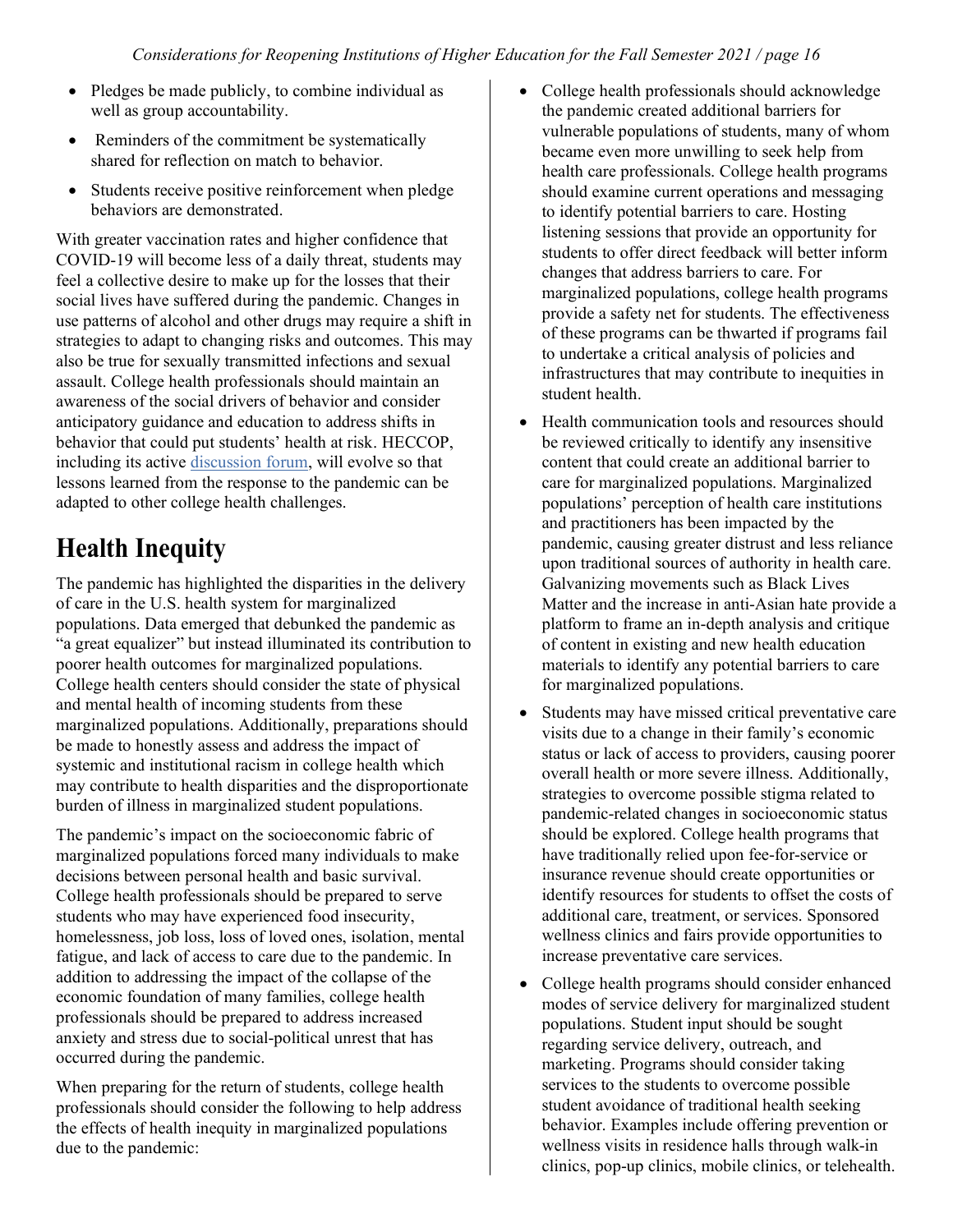- Pledges be made publicly, to combine individual as well as group accountability.
- Reminders of the commitment be systematically shared for reflection on match to behavior.
- Students receive positive reinforcement when pledge behaviors are demonstrated.

With greater vaccination rates and higher confidence that COVID-19 will become less of a daily threat, students may feel a collective desire to make up for the losses that their social lives have suffered during the pandemic. Changes in use patterns of alcohol and other drugs may require a shift in strategies to adapt to changing risks and outcomes. This may also be true for sexually transmitted infections and sexual assault. College health professionals should maintain an awareness of the social drivers of behavior and consider anticipatory guidance and education to address shifts in behavior that could put students' health at risk. HECCOP, including its active discussion forum, will evolve so that lessons learned from the response to the pandemic can be adapted to other college health challenges.

# Health Inequity

The pandemic has highlighted the disparities in the delivery of care in the U.S. health system for marginalized populations. Data emerged that debunked the pandemic as "a great equalizer" but instead illuminated its contribution to poorer health outcomes for marginalized populations. College health centers should consider the state of physical and mental health of incoming students from these marginalized populations. Additionally, preparations should be made to honestly assess and address the impact of systemic and institutional racism in college health which may contribute to health disparities and the disproportionate burden of illness in marginalized student populations.

The pandemic's impact on the socioeconomic fabric of marginalized populations forced many individuals to make decisions between personal health and basic survival. College health professionals should be prepared to serve students who may have experienced food insecurity, homelessness, job loss, loss of loved ones, isolation, mental fatigue, and lack of access to care due to the pandemic. In addition to addressing the impact of the collapse of the economic foundation of many families, college health professionals should be prepared to address increased anxiety and stress due to social-political unrest that has occurred during the pandemic.

When preparing for the return of students, college health professionals should consider the following to help address the effects of health inequity in marginalized populations due to the pandemic:

- College health professionals should acknowledge the pandemic created additional barriers for vulnerable populations of students, many of whom became even more unwilling to seek help from health care professionals. College health programs should examine current operations and messaging to identify potential barriers to care. Hosting listening sessions that provide an opportunity for students to offer direct feedback will better inform changes that address barriers to care. For marginalized populations, college health programs provide a safety net for students. The effectiveness of these programs can be thwarted if programs fail to undertake a critical analysis of policies and infrastructures that may contribute to inequities in student health.
- Health communication tools and resources should be reviewed critically to identify any insensitive content that could create an additional barrier to care for marginalized populations. Marginalized populations' perception of health care institutions and practitioners has been impacted by the pandemic, causing greater distrust and less reliance upon traditional sources of authority in health care. Galvanizing movements such as Black Lives Matter and the increase in anti-Asian hate provide a platform to frame an in-depth analysis and critique of content in existing and new health education materials to identify any potential barriers to care for marginalized populations.
- Students may have missed critical preventative care visits due to a change in their family's economic status or lack of access to providers, causing poorer overall health or more severe illness. Additionally, strategies to overcome possible stigma related to pandemic-related changes in socioeconomic status should be explored. College health programs that have traditionally relied upon fee-for-service or insurance revenue should create opportunities or identify resources for students to offset the costs of additional care, treatment, or services. Sponsored wellness clinics and fairs provide opportunities to increase preventative care services.
- College health programs should consider enhanced modes of service delivery for marginalized student populations. Student input should be sought regarding service delivery, outreach, and marketing. Programs should consider taking services to the students to overcome possible student avoidance of traditional health seeking behavior. Examples include offering prevention or wellness visits in residence halls through walk-in clinics, pop-up clinics, mobile clinics, or telehealth.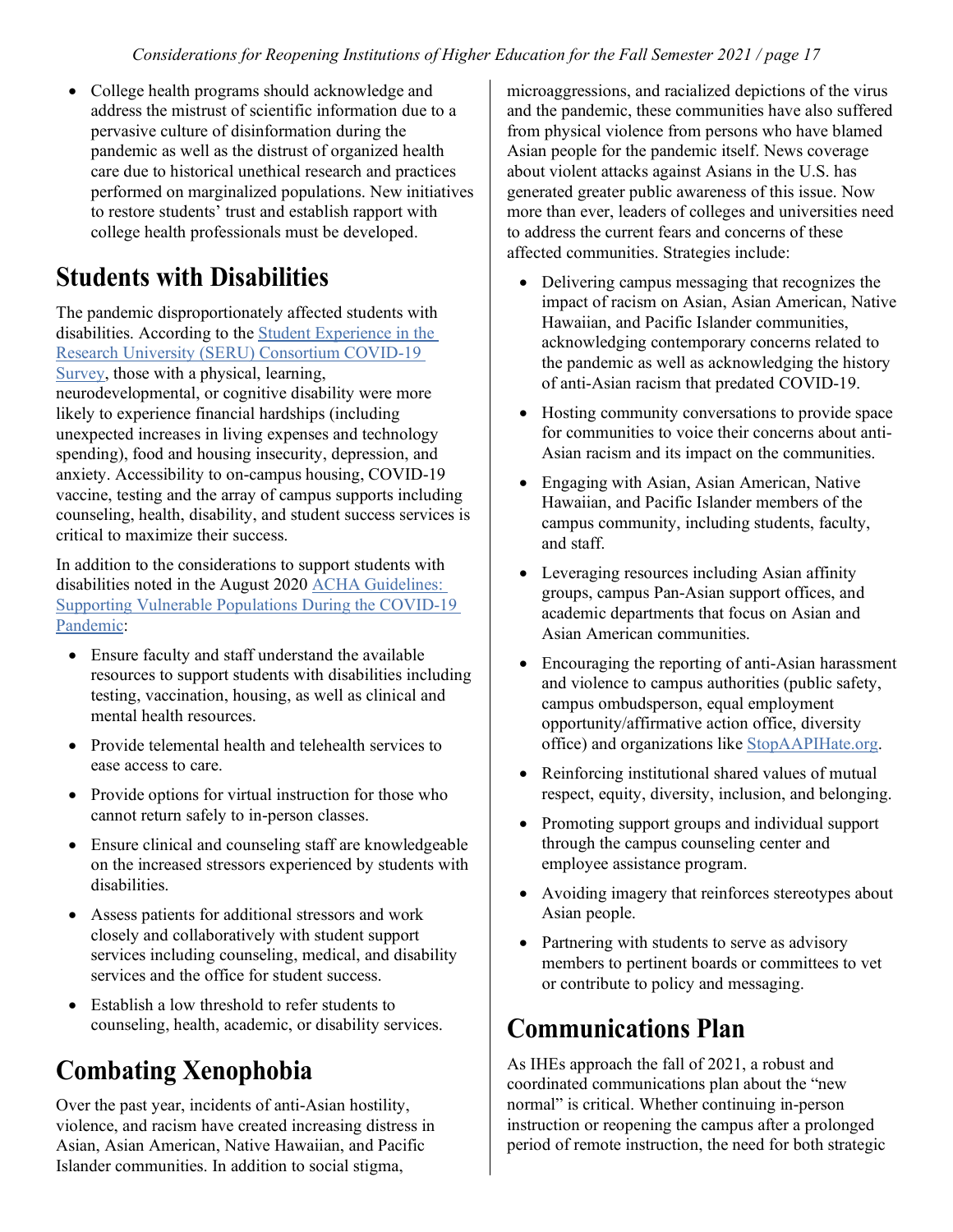- College health programs should acknowledge and address the mistrust of scientific information due to a pervasive culture of disinformation during the pandemic as well as the distrust of organized health care due to historical unethical research and practices performed on marginalized populations. New initiatives to restore students' trust and establish rapport with college health professionals must be developed.

## Students with Disabilities

The pandemic disproportionately affected students with disabilities. According to the [Student Experience in the Research University (SERU) Consortium COVID-19 Survey](), those with a physical, learning, neurodevelopmental, or cognitive disability were more likely to experience financial hardships (including unexpected increases in living expenses and technology spending), food and housing insecurity, depression, and anxiety. Accessibility to on-campus housing, COVID-19 vaccine, testing and the array of campus supports including counseling, health, disability, and student success services is critical to maximize their success.

In addition to the considerations to support students with disabilities noted in the August 2020 [ACHA Guidelines: Supporting Vulnerable Populations During the COVID-19 Pandemic]():

- Ensure faculty and staff understand the available resources to support students with disabilities including testing, vaccination, housing, as well as clinical and mental health resources.
- Provide telemental health and telehealth services to ease access to care.
- Provide options for virtual instruction for those who cannot return safely to in-person classes.
- Ensure clinical and counseling staff are knowledgeable on the increased stressors experienced by students with disabilities.
- Assess patients for additional stressors and work closely and collaboratively with student support services including counseling, medical, and disability services and the office for student success.
- Establish a low threshold to refer students to counseling, health, academic, or disability services.

## Combating Xenophobia

Over the past year, incidents of anti-Asian hostility, violence, and racism have created increasing distress in Asian, Asian American, Native Hawaiian, and Pacific Islander communities. In addition to social stigma, microaggressions, and racialized depictions of the virus and the pandemic, these communities have also suffered from physical violence from persons who have blamed Asian people for the pandemic itself. News coverage about violent attacks against Asians in the U.S. has generated greater public awareness of this issue. Now more than ever, leaders of colleges and universities need to address the current fears and concerns of these affected communities. Strategies include:

- Delivering campus messaging that recognizes the impact of racism on Asian, Asian American, Native Hawaiian, and Pacific Islander communities, acknowledging contemporary concerns related to the pandemic as well as acknowledging the history of anti-Asian racism that predated COVID-19.
- Hosting community conversations to provide space for communities to voice their concerns about anti-Asian racism and its impact on the communities.
- Engaging with Asian, Asian American, Native Hawaiian, and Pacific Islander members of the campus community, including students, faculty, and staff.
- Leveraging resources including Asian affinity groups, campus Pan-Asian support offices, and academic departments that focus on Asian and Asian American communities.
- Encouraging the reporting of anti-Asian harassment and violence to campus authorities (public safety, campus ombudsperson, equal employment opportunity/affirmative action office, diversity office) and organizations like [StopAAPIHate.org]().
- Reinforcing institutional shared values of mutual respect, equity, diversity, inclusion, and belonging.
- Promoting support groups and individual support through the campus counseling center and employee assistance program.
- Avoiding imagery that reinforces stereotypes about Asian people.
- Partnering with students to serve as advisory members to pertinent boards or committees to vet or contribute to policy and messaging.

## Communications Plan

As IHEs approach the fall of 2021, a robust and coordinated communications plan about the "new normal" is critical. Whether continuing in-person instruction or reopening the campus after a prolonged period of remote instruction, the need for both strategic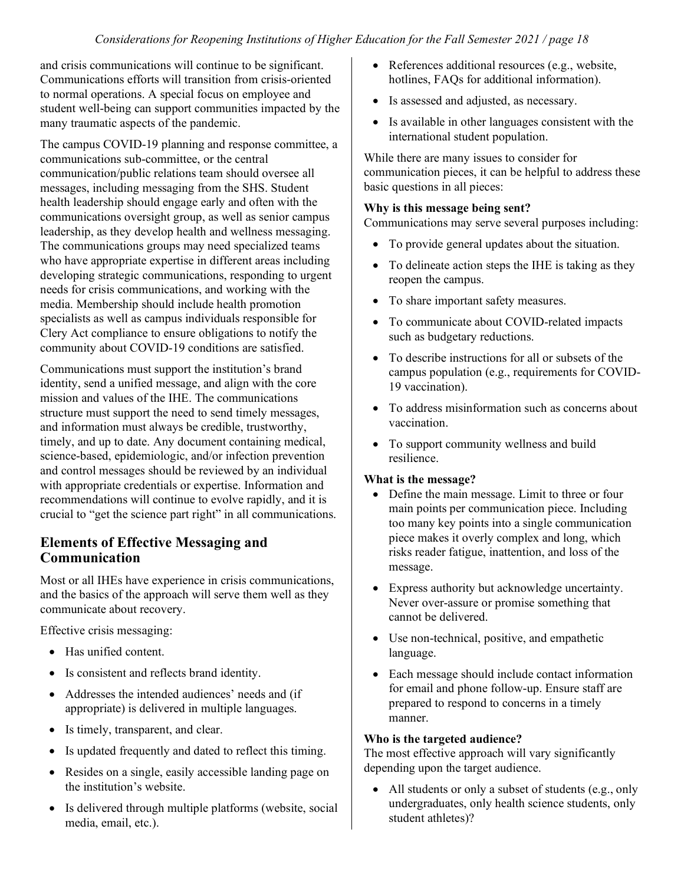and crisis communications will continue to be significant. Communications efforts will transition from crisis-oriented to normal operations. A special focus on employee and student well-being can support communities impacted by the many traumatic aspects of the pandemic.

The campus COVID-19 planning and response committee, a communications sub-committee, or the central communication/public relations team should oversee all messages, including messaging from the SHS. Student health leadership should engage early and often with the communications oversight group, as well as senior campus leadership, as they develop health and wellness messaging. The communications groups may need specialized teams who have appropriate expertise in different areas including developing strategic communications, responding to urgent needs for crisis communications, and working with the media. Membership should include health promotion specialists as well as campus individuals responsible for Clery Act compliance to ensure obligations to notify the community about COVID-19 conditions are satisfied.

Communications must support the institution's brand identity, send a unified message, and align with the core mission and values of the IHE. The communications structure must support the need to send timely messages, and information must always be credible, trustworthy, timely, and up to date. Any document containing medical, science-based, epidemiologic, and/or infection prevention and control messages should be reviewed by an individual with appropriate credentials or expertise. Information and recommendations will continue to evolve rapidly, and it is crucial to "get the science part right" in all communications.

## Elements of Effective Messaging and Communication

Most or all IHEs have experience in crisis communications, and the basics of the approach will serve them well as they communicate about recovery.

Effective crisis messaging:

- Has unified content.
- Is consistent and reflects brand identity.
- Addresses the intended audiences' needs and (if appropriate) is delivered in multiple languages.
- Is timely, transparent, and clear.
- Is updated frequently and dated to reflect this timing.
- Resides on a single, easily accessible landing page on the institution's website.
- Is delivered through multiple platforms (website, social media, email, etc.).
- References additional resources (e.g., website, hotlines, FAQs for additional information).
- Is assessed and adjusted, as necessary.
- Is available in other languages consistent with the international student population.

While there are many issues to consider for communication pieces, it can be helpful to address these basic questions in all pieces:

**Why is this message being sent?**
Communications may serve several purposes including:

- To provide general updates about the situation.
- To delineate action steps the IHE is taking as they reopen the campus.
- To share important safety measures.
- To communicate about COVID-related impacts such as budgetary reductions.
- To describe instructions for all or subsets of the campus population (e.g., requirements for COVID-19 vaccination).
- To address misinformation such as concerns about vaccination.
- To support community wellness and build resilience.

**What is the message?**

- Define the main message. Limit to three or four main points per communication piece. Including too many key points into a single communication piece makes it overly complex and long, which risks reader fatigue, inattention, and loss of the message.
- Express authority but acknowledge uncertainty. Never over-assure or promise something that cannot be delivered.
- Use non-technical, positive, and empathetic language.
- Each message should include contact information for email and phone follow-up. Ensure staff are prepared to respond to concerns in a timely manner.

**Who is the targeted audience?**
The most effective approach will vary significantly depending upon the target audience.

- All students or only a subset of students (e.g., only undergraduates, only health science students, only student athletes)?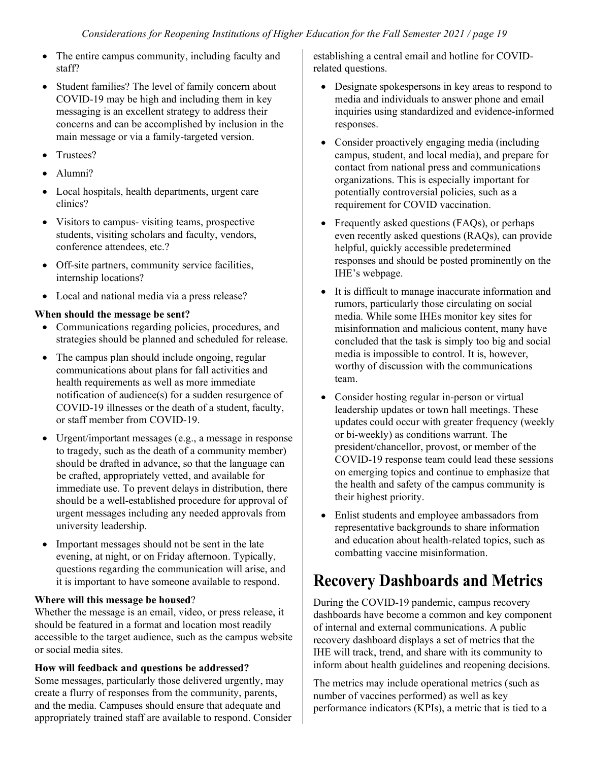- The entire campus community, including faculty and staff?
- Student families? The level of family concern about COVID-19 may be high and including them in key messaging is an excellent strategy to address their concerns and can be accomplished by inclusion in the main message or via a family-targeted version.
- Trustees?
- Alumni?
- Local hospitals, health departments, urgent care clinics?
- Visitors to campus- visiting teams, prospective students, visiting scholars and faculty, vendors, conference attendees, etc.?
- Off-site partners, community service facilities, internship locations?
- Local and national media via a press release?

**When should the message be sent?**

- Communications regarding policies, procedures, and strategies should be planned and scheduled for release.
- The campus plan should include ongoing, regular communications about plans for fall activities and health requirements as well as more immediate notification of audience(s) for a sudden resurgence of COVID-19 illnesses or the death of a student, faculty, or staff member from COVID-19.
- Urgent/important messages (e.g., a message in response to tragedy, such as the death of a community member) should be drafted in advance, so that the language can be crafted, appropriately vetted, and available for immediate use. To prevent delays in distribution, there should be a well-established procedure for approval of urgent messages including any needed approvals from university leadership.
- Important messages should not be sent in the late evening, at night, or on Friday afternoon. Typically, questions regarding the communication will arise, and it is important to have someone available to respond.

**Where will this message be housed**?

Whether the message is an email, video, or press release, it should be featured in a format and location most readily accessible to the target audience, such as the campus website or social media sites.

**How will feedback and questions be addressed?**

Some messages, particularly those delivered urgently, may create a flurry of responses from the community, parents, and the media. Campuses should ensure that adequate and appropriately trained staff are available to respond. Consider establishing a central email and hotline for COVID-related questions.

- Designate spokespersons in key areas to respond to media and individuals to answer phone and email inquiries using standardized and evidence-informed responses.
- Consider proactively engaging media (including campus, student, and local media), and prepare for contact from national press and communications organizations. This is especially important for potentially controversial policies, such as a requirement for COVID vaccination.
- Frequently asked questions (FAQs), or perhaps even recently asked questions (RAQs), can provide helpful, quickly accessible predetermined responses and should be posted prominently on the IHE's webpage.
- It is difficult to manage inaccurate information and rumors, particularly those circulating on social media. While some IHEs monitor key sites for misinformation and malicious content, many have concluded that the task is simply too big and social media is impossible to control. It is, however, worthy of discussion with the communications team.
- Consider hosting regular in-person or virtual leadership updates or town hall meetings. These updates could occur with greater frequency (weekly or bi-weekly) as conditions warrant. The president/chancellor, provost, or member of the COVID-19 response team could lead these sessions on emerging topics and continue to emphasize that the health and safety of the campus community is their highest priority.
- Enlist students and employee ambassadors from representative backgrounds to share information and education about health-related topics, such as combatting vaccine misinformation.

# Recovery Dashboards and Metrics

During the COVID-19 pandemic, campus recovery dashboards have become a common and key component of internal and external communications. A public recovery dashboard displays a set of metrics that the IHE will track, trend, and share with its community to inform about health guidelines and reopening decisions.

The metrics may include operational metrics (such as number of vaccines performed) as well as key performance indicators (KPIs), a metric that is tied to a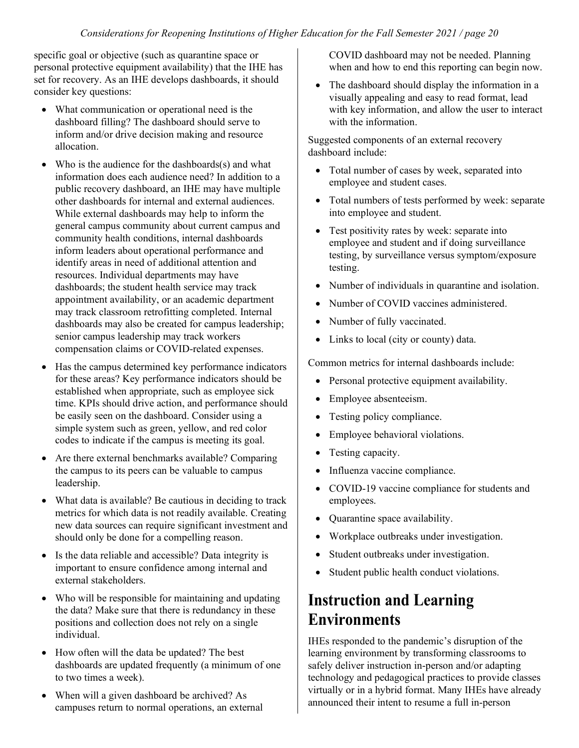specific goal or objective (such as quarantine space or personal protective equipment availability) that the IHE has set for recovery. As an IHE develops dashboards, it should consider key questions:

- What communication or operational need is the dashboard filling? The dashboard should serve to inform and/or drive decision making and resource allocation.
- Who is the audience for the dashboards(s) and what information does each audience need? In addition to a public recovery dashboard, an IHE may have multiple other dashboards for internal and external audiences. While external dashboards may help to inform the general campus community about current campus and community health conditions, internal dashboards inform leaders about operational performance and identify areas in need of additional attention and resources. Individual departments may have dashboards; the student health service may track appointment availability, or an academic department may track classroom retrofitting completed. Internal dashboards may also be created for campus leadership; senior campus leadership may track workers compensation claims or COVID-related expenses.
- Has the campus determined key performance indicators for these areas? Key performance indicators should be established when appropriate, such as employee sick time. KPIs should drive action, and performance should be easily seen on the dashboard. Consider using a simple system such as green, yellow, and red color codes to indicate if the campus is meeting its goal.
- Are there external benchmarks available? Comparing the campus to its peers can be valuable to campus leadership.
- What data is available? Be cautious in deciding to track metrics for which data is not readily available. Creating new data sources can require significant investment and should only be done for a compelling reason.
- Is the data reliable and accessible? Data integrity is important to ensure confidence among internal and external stakeholders.
- Who will be responsible for maintaining and updating the data? Make sure that there is redundancy in these positions and collection does not rely on a single individual.
- How often will the data be updated? The best dashboards are updated frequently (a minimum of one to two times a week).
- When will a given dashboard be archived? As campuses return to normal operations, an external COVID dashboard may not be needed. Planning when and how to end this reporting can begin now.
- The dashboard should display the information in a visually appealing and easy to read format, lead with key information, and allow the user to interact with the information.

Suggested components of an external recovery dashboard include:

- Total number of cases by week, separated into employee and student cases.
- Total numbers of tests performed by week: separate into employee and student.
- Test positivity rates by week: separate into employee and student and if doing surveillance testing, by surveillance versus symptom/exposure testing.
- Number of individuals in quarantine and isolation.
- Number of COVID vaccines administered.
- Number of fully vaccinated.
- Links to local (city or county) data.

Common metrics for internal dashboards include:

- Personal protective equipment availability.
- Employee absenteeism.
- Testing policy compliance.
- Employee behavioral violations.
- Testing capacity.
- Influenza vaccine compliance.
- COVID-19 vaccine compliance for students and employees.
- Quarantine space availability.
- Workplace outbreaks under investigation.
- Student outbreaks under investigation.
- Student public health conduct violations.

# Instruction and Learning Environments

IHEs responded to the pandemic's disruption of the learning environment by transforming classrooms to safely deliver instruction in-person and/or adapting technology and pedagogical practices to provide classes virtually or in a hybrid format. Many IHEs have already announced their intent to resume a full in-person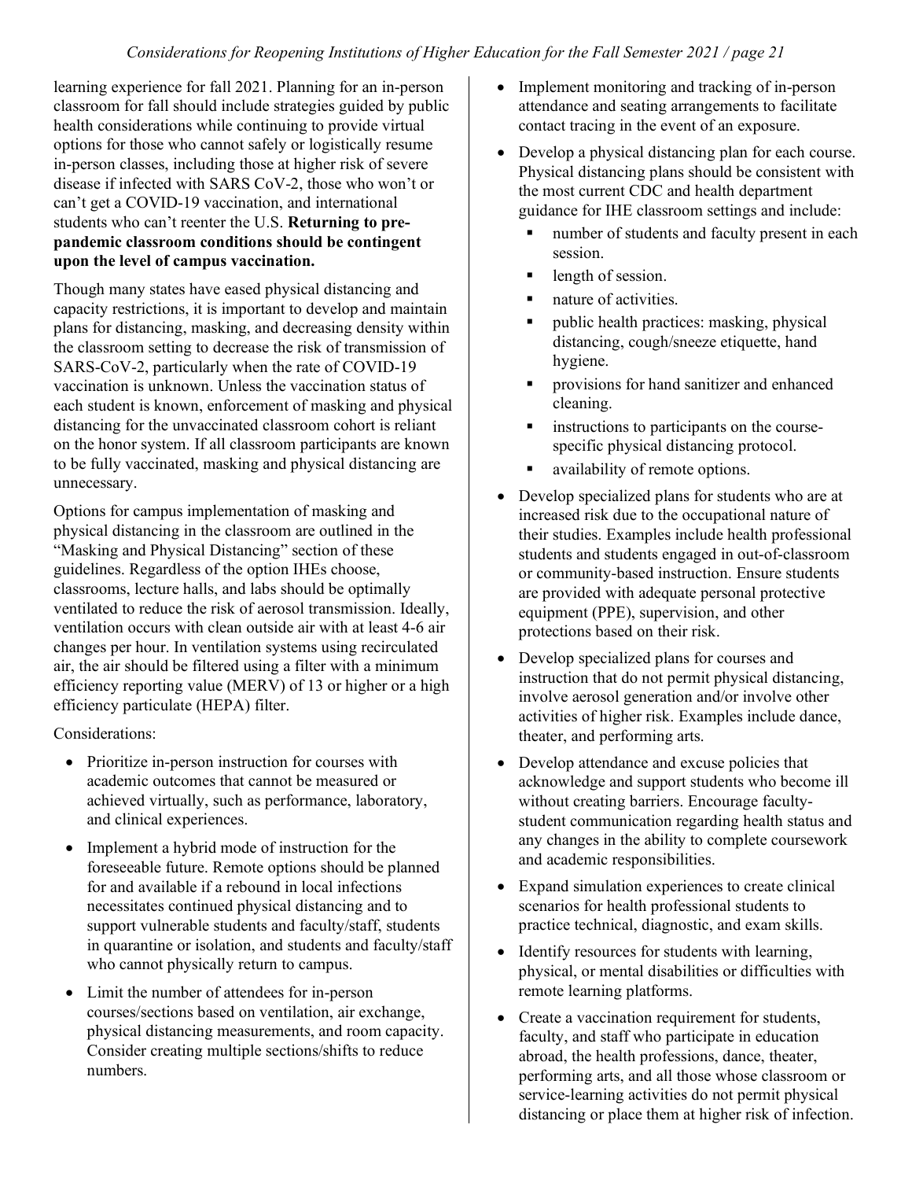learning experience for fall 2021. Planning for an in-person classroom for fall should include strategies guided by public health considerations while continuing to provide virtual options for those who cannot safely or logistically resume in-person classes, including those at higher risk of severe disease if infected with SARS CoV-2, those who won't or can't get a COVID-19 vaccination, and international students who can't reenter the U.S. **Returning to pre-pandemic classroom conditions should be contingent upon the level of campus vaccination.**

Though many states have eased physical distancing and capacity restrictions, it is important to develop and maintain plans for distancing, masking, and decreasing density within the classroom setting to decrease the risk of transmission of SARS-CoV-2, particularly when the rate of COVID-19 vaccination is unknown. Unless the vaccination status of each student is known, enforcement of masking and physical distancing for the unvaccinated classroom cohort is reliant on the honor system. If all classroom participants are known to be fully vaccinated, masking and physical distancing are unnecessary.

Options for campus implementation of masking and physical distancing in the classroom are outlined in the "Masking and Physical Distancing" section of these guidelines. Regardless of the option IHEs choose, classrooms, lecture halls, and labs should be optimally ventilated to reduce the risk of aerosol transmission. Ideally, ventilation occurs with clean outside air with at least 4-6 air changes per hour. In ventilation systems using recirculated air, the air should be filtered using a filter with a minimum efficiency reporting value (MERV) of 13 or higher or a high efficiency particulate (HEPA) filter.

Considerations:

- Prioritize in-person instruction for courses with academic outcomes that cannot be measured or achieved virtually, such as performance, laboratory, and clinical experiences.
- Implement a hybrid mode of instruction for the foreseeable future. Remote options should be planned for and available if a rebound in local infections necessitates continued physical distancing and to support vulnerable students and faculty/staff, students in quarantine or isolation, and students and faculty/staff who cannot physically return to campus.
- Limit the number of attendees for in-person courses/sections based on ventilation, air exchange, physical distancing measurements, and room capacity. Consider creating multiple sections/shifts to reduce numbers.
- Implement monitoring and tracking of in-person attendance and seating arrangements to facilitate contact tracing in the event of an exposure.
- Develop a physical distancing plan for each course. Physical distancing plans should be consistent with the most current CDC and health department guidance for IHE classroom settings and include:
  - number of students and faculty present in each session.
  - length of session.
  - nature of activities.
  - public health practices: masking, physical distancing, cough/sneeze etiquette, hand hygiene.
  - provisions for hand sanitizer and enhanced cleaning.
  - instructions to participants on the course-specific physical distancing protocol.
  - availability of remote options.
- Develop specialized plans for students who are at increased risk due to the occupational nature of their studies. Examples include health professional students and students engaged in out-of-classroom or community-based instruction. Ensure students are provided with adequate personal protective equipment (PPE), supervision, and other protections based on their risk.
- Develop specialized plans for courses and instruction that do not permit physical distancing, involve aerosol generation and/or involve other activities of higher risk. Examples include dance, theater, and performing arts.
- Develop attendance and excuse policies that acknowledge and support students who become ill without creating barriers. Encourage faculty-student communication regarding health status and any changes in the ability to complete coursework and academic responsibilities.
- Expand simulation experiences to create clinical scenarios for health professional students to practice technical, diagnostic, and exam skills.
- Identify resources for students with learning, physical, or mental disabilities or difficulties with remote learning platforms.
- Create a vaccination requirement for students, faculty, and staff who participate in education abroad, the health professions, dance, theater, performing arts, and all those whose classroom or service-learning activities do not permit physical distancing or place them at higher risk of infection.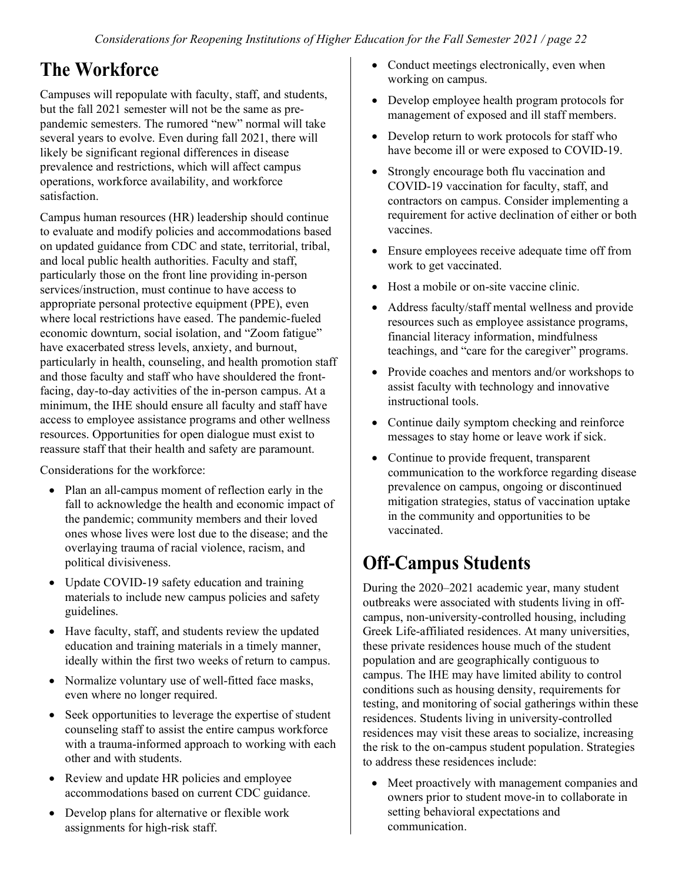## The Workforce

Campuses will repopulate with faculty, staff, and students, but the fall 2021 semester will not be the same as pre-pandemic semesters. The rumored "new" normal will take several years to evolve. Even during fall 2021, there will likely be significant regional differences in disease prevalence and restrictions, which will affect campus operations, workforce availability, and workforce satisfaction.

Campus human resources (HR) leadership should continue to evaluate and modify policies and accommodations based on updated guidance from CDC and state, territorial, tribal, and local public health authorities. Faculty and staff, particularly those on the front line providing in-person services/instruction, must continue to have access to appropriate personal protective equipment (PPE), even where local restrictions have eased. The pandemic-fueled economic downturn, social isolation, and "Zoom fatigue" have exacerbated stress levels, anxiety, and burnout, particularly in health, counseling, and health promotion staff and those faculty and staff who have shouldered the front-facing, day-to-day activities of the in-person campus. At a minimum, the IHE should ensure all faculty and staff have access to employee assistance programs and other wellness resources. Opportunities for open dialogue must exist to reassure staff that their health and safety are paramount.

Considerations for the workforce:

- Plan an all-campus moment of reflection early in the fall to acknowledge the health and economic impact of the pandemic; community members and their loved ones whose lives were lost due to the disease; and the overlaying trauma of racial violence, racism, and political divisiveness.
- Update COVID-19 safety education and training materials to include new campus policies and safety guidelines.
- Have faculty, staff, and students review the updated education and training materials in a timely manner, ideally within the first two weeks of return to campus.
- Normalize voluntary use of well-fitted face masks, even where no longer required.
- Seek opportunities to leverage the expertise of student counseling staff to assist the entire campus workforce with a trauma-informed approach to working with each other and with students.
- Review and update HR policies and employee accommodations based on current CDC guidance.
- Develop plans for alternative or flexible work assignments for high-risk staff.
- Conduct meetings electronically, even when working on campus.
- Develop employee health program protocols for management of exposed and ill staff members.
- Develop return to work protocols for staff who have become ill or were exposed to COVID-19.
- Strongly encourage both flu vaccination and COVID-19 vaccination for faculty, staff, and contractors on campus. Consider implementing a requirement for active declination of either or both vaccines.
- Ensure employees receive adequate time off from work to get vaccinated.
- Host a mobile or on-site vaccine clinic.
- Address faculty/staff mental wellness and provide resources such as employee assistance programs, financial literacy information, mindfulness teachings, and "care for the caregiver" programs.
- Provide coaches and mentors and/or workshops to assist faculty with technology and innovative instructional tools.
- Continue daily symptom checking and reinforce messages to stay home or leave work if sick.
- Continue to provide frequent, transparent communication to the workforce regarding disease prevalence on campus, ongoing or discontinued mitigation strategies, status of vaccination uptake in the community and opportunities to be vaccinated.

## Off-Campus Students

During the 2020–2021 academic year, many student outbreaks were associated with students living in off-campus, non-university-controlled housing, including Greek Life-affiliated residences. At many universities, these private residences house much of the student population and are geographically contiguous to campus. The IHE may have limited ability to control conditions such as housing density, requirements for testing, and monitoring of social gatherings within these residences. Students living in university-controlled residences may visit these areas to socialize, increasing the risk to the on-campus student population. Strategies to address these residences include:

- Meet proactively with management companies and owners prior to student move-in to collaborate in setting behavioral expectations and communication.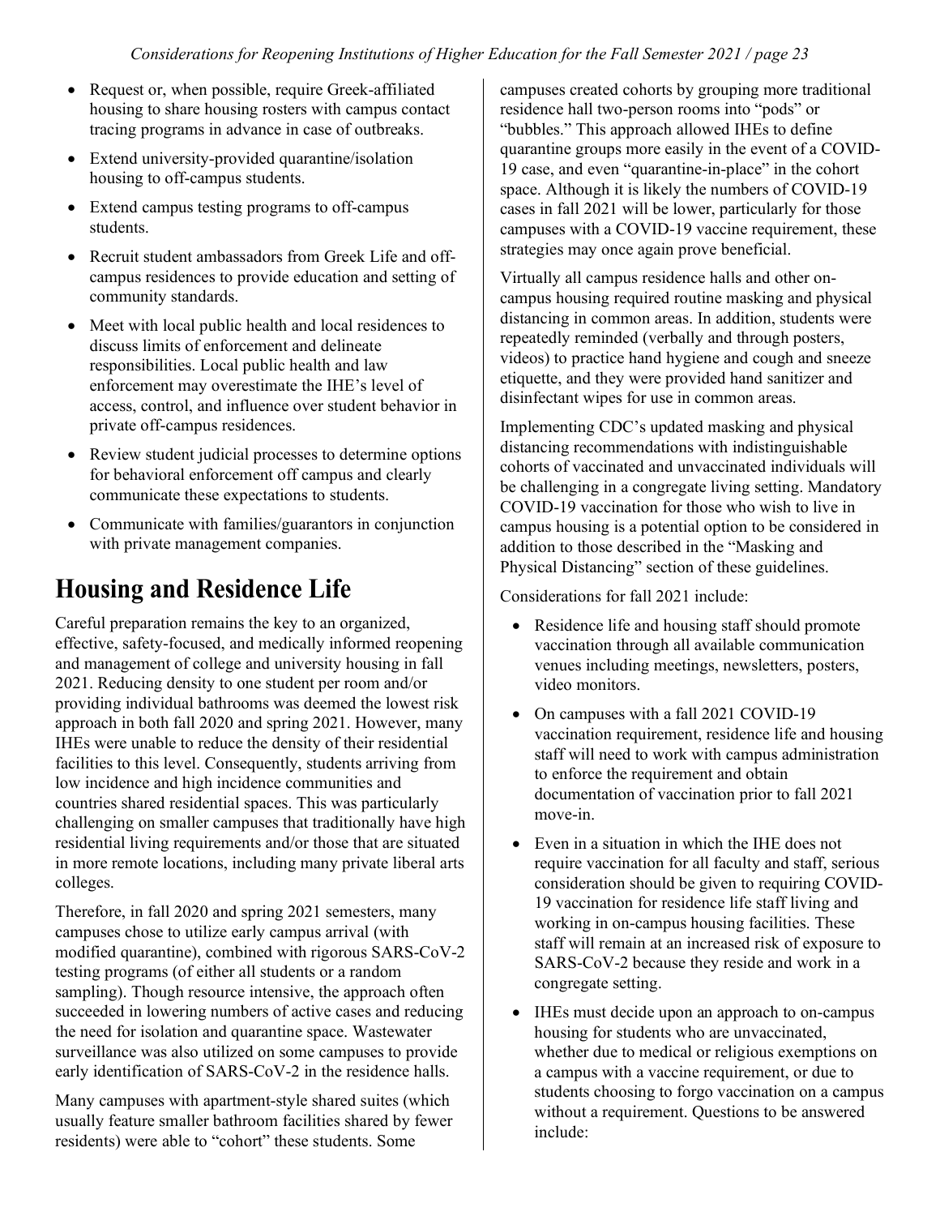- Request or, when possible, require Greek-affiliated housing to share housing rosters with campus contact tracing programs in advance in case of outbreaks.
- Extend university-provided quarantine/isolation housing to off-campus students.
- Extend campus testing programs to off-campus students.
- Recruit student ambassadors from Greek Life and off-campus residences to provide education and setting of community standards.
- Meet with local public health and local residences to discuss limits of enforcement and delineate responsibilities. Local public health and law enforcement may overestimate the IHE's level of access, control, and influence over student behavior in private off-campus residences.
- Review student judicial processes to determine options for behavioral enforcement off campus and clearly communicate these expectations to students.
- Communicate with families/guarantors in conjunction with private management companies.

## Housing and Residence Life

Careful preparation remains the key to an organized, effective, safety-focused, and medically informed reopening and management of college and university housing in fall 2021. Reducing density to one student per room and/or providing individual bathrooms was deemed the lowest risk approach in both fall 2020 and spring 2021. However, many IHEs were unable to reduce the density of their residential facilities to this level. Consequently, students arriving from low incidence and high incidence communities and countries shared residential spaces. This was particularly challenging on smaller campuses that traditionally have high residential living requirements and/or those that are situated in more remote locations, including many private liberal arts colleges.

Therefore, in fall 2020 and spring 2021 semesters, many campuses chose to utilize early campus arrival (with modified quarantine), combined with rigorous SARS-CoV-2 testing programs (of either all students or a random sampling). Though resource intensive, the approach often succeeded in lowering numbers of active cases and reducing the need for isolation and quarantine space. Wastewater surveillance was also utilized on some campuses to provide early identification of SARS-CoV-2 in the residence halls.

Many campuses with apartment-style shared suites (which usually feature smaller bathroom facilities shared by fewer residents) were able to "cohort" these students. Some campuses created cohorts by grouping more traditional residence hall two-person rooms into "pods" or "bubbles." This approach allowed IHEs to define quarantine groups more easily in the event of a COVID-19 case, and even "quarantine-in-place" in the cohort space. Although it is likely the numbers of COVID-19 cases in fall 2021 will be lower, particularly for those campuses with a COVID-19 vaccine requirement, these strategies may once again prove beneficial.

Virtually all campus residence halls and other on-campus housing required routine masking and physical distancing in common areas. In addition, students were repeatedly reminded (verbally and through posters, videos) to practice hand hygiene and cough and sneeze etiquette, and they were provided hand sanitizer and disinfectant wipes for use in common areas.

Implementing CDC's updated masking and physical distancing recommendations with indistinguishable cohorts of vaccinated and unvaccinated individuals will be challenging in a congregate living setting. Mandatory COVID-19 vaccination for those who wish to live in campus housing is a potential option to be considered in addition to those described in the "Masking and Physical Distancing" section of these guidelines.

Considerations for fall 2021 include:

- Residence life and housing staff should promote vaccination through all available communication venues including meetings, newsletters, posters, video monitors.
- On campuses with a fall 2021 COVID-19 vaccination requirement, residence life and housing staff will need to work with campus administration to enforce the requirement and obtain documentation of vaccination prior to fall 2021 move-in.
- Even in a situation in which the IHE does not require vaccination for all faculty and staff, serious consideration should be given to requiring COVID-19 vaccination for residence life staff living and working in on-campus housing facilities. These staff will remain at an increased risk of exposure to SARS-CoV-2 because they reside and work in a congregate setting.
- IHEs must decide upon an approach to on-campus housing for students who are unvaccinated, whether due to medical or religious exemptions on a campus with a vaccine requirement, or due to students choosing to forgo vaccination on a campus without a requirement. Questions to be answered include: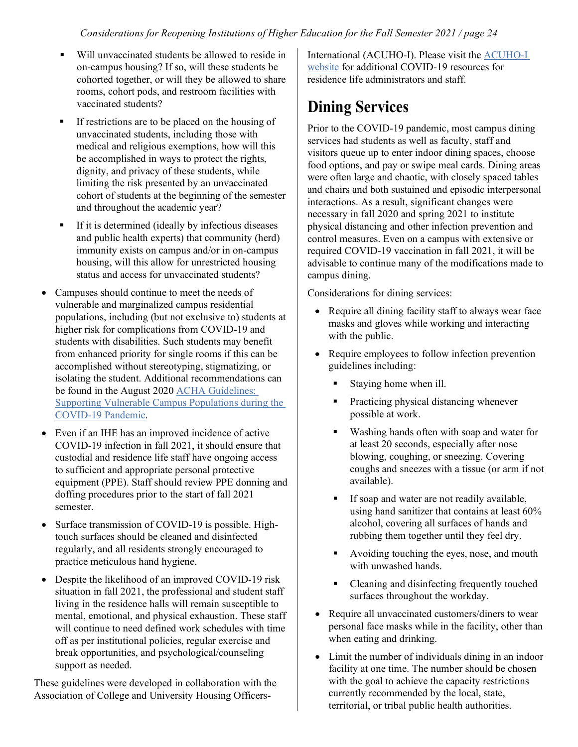- Will unvaccinated students be allowed to reside in on-campus housing? If so, will these students be cohorted together, or will they be allowed to share rooms, cohort pods, and restroom facilities with vaccinated students?
- If restrictions are to be placed on the housing of unvaccinated students, including those with medical and religious exemptions, how will this be accomplished in ways to protect the rights, dignity, and privacy of these students, while limiting the risk presented by an unvaccinated cohort of students at the beginning of the semester and throughout the academic year?
- If it is determined (ideally by infectious diseases and public health experts) that community (herd) immunity exists on campus and/or in on-campus housing, will this allow for unrestricted housing status and access for unvaccinated students?

- Campuses should continue to meet the needs of vulnerable and marginalized campus residential populations, including (but not exclusive to) students at higher risk for complications from COVID-19 and students with disabilities. Such students may benefit from enhanced priority for single rooms if this can be accomplished without stereotyping, stigmatizing, or isolating the student. Additional recommendations can be found in the August 2020 [ACHA Guidelines: Supporting Vulnerable Campus Populations during the COVID-19 Pandemic](#).
- Even if an IHE has an improved incidence of active COVID-19 infection in fall 2021, it should ensure that custodial and residence life staff have ongoing access to sufficient and appropriate personal protective equipment (PPE). Staff should review PPE donning and doffing procedures prior to the start of fall 2021 semester.
- Surface transmission of COVID-19 is possible. High-touch surfaces should be cleaned and disinfected regularly, and all residents strongly encouraged to practice meticulous hand hygiene.
- Despite the likelihood of an improved COVID-19 risk situation in fall 2021, the professional and student staff living in the residence halls will remain susceptible to mental, emotional, and physical exhaustion. These staff will continue to need defined work schedules with time off as per institutional policies, regular exercise and break opportunities, and psychological/counseling support as needed.

These guidelines were developed in collaboration with the Association of College and University Housing Officers-International (ACUHO-I). Please visit the [ACUHO-I website](#) for additional COVID-19 resources for residence life administrators and staff.

# Dining Services

Prior to the COVID-19 pandemic, most campus dining services had students as well as faculty, staff and visitors queue up to enter indoor dining spaces, choose food options, and pay or swipe meal cards. Dining areas were often large and chaotic, with closely spaced tables and chairs and both sustained and episodic interpersonal interactions. As a result, significant changes were necessary in fall 2020 and spring 2021 to institute physical distancing and other infection prevention and control measures. Even on a campus with extensive or required COVID-19 vaccination in fall 2021, it will be advisable to continue many of the modifications made to campus dining.

Considerations for dining services:

- Require all dining facility staff to always wear face masks and gloves while working and interacting with the public.
- Require employees to follow infection prevention guidelines including:
  - Staying home when ill.
  - Practicing physical distancing whenever possible at work.
  - Washing hands often with soap and water for at least 20 seconds, especially after nose blowing, coughing, or sneezing. Covering coughs and sneezes with a tissue (or arm if not available).
  - If soap and water are not readily available, using hand sanitizer that contains at least 60% alcohol, covering all surfaces of hands and rubbing them together until they feel dry.
  - Avoiding touching the eyes, nose, and mouth with unwashed hands.
  - Cleaning and disinfecting frequently touched surfaces throughout the workday.
- Require all unvaccinated customers/diners to wear personal face masks while in the facility, other than when eating and drinking.
- Limit the number of individuals dining in an indoor facility at one time. The number should be chosen with the goal to achieve the capacity restrictions currently recommended by the local, state, territorial, or tribal public health authorities.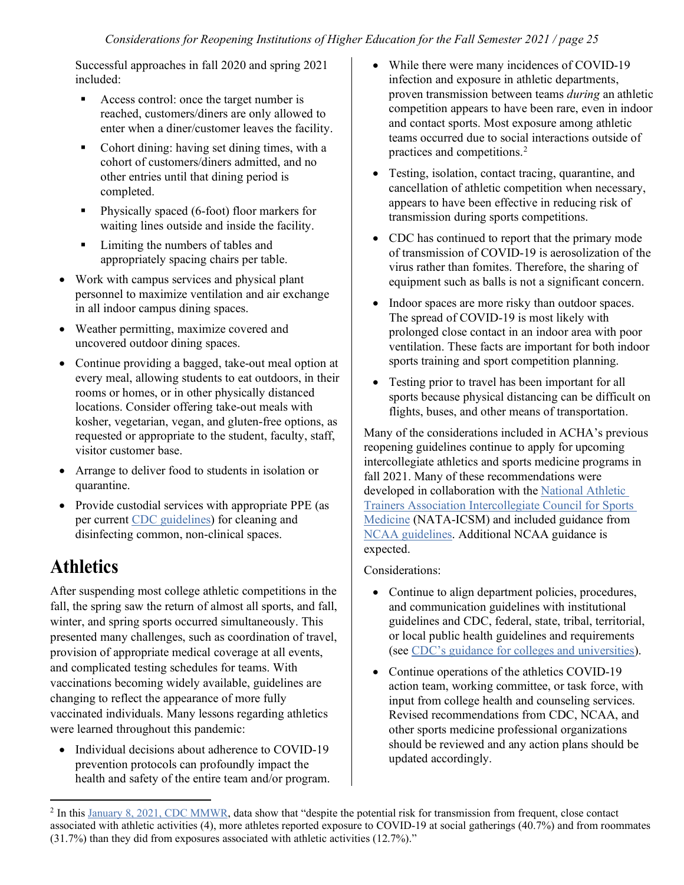Successful approaches in fall 2020 and spring 2021 included:

- Access control: once the target number is reached, customers/diners are only allowed to enter when a diner/customer leaves the facility.
- Cohort dining: having set dining times, with a cohort of customers/diners admitted, and no other entries until that dining period is completed.
- Physically spaced (6-foot) floor markers for waiting lines outside and inside the facility.
- Limiting the numbers of tables and appropriately spacing chairs per table.

- Work with campus services and physical plant personnel to maximize ventilation and air exchange in all indoor campus dining spaces.
- Weather permitting, maximize covered and uncovered outdoor dining spaces.
- Continue providing a bagged, take-out meal option at every meal, allowing students to eat outdoors, in their rooms or homes, or in other physically distanced locations. Consider offering take-out meals with kosher, vegetarian, vegan, and gluten-free options, as requested or appropriate to the student, faculty, staff, visitor customer base.
- Arrange to deliver food to students in isolation or quarantine.
- Provide custodial services with appropriate PPE (as per current CDC guidelines) for cleaning and disinfecting common, non-clinical spaces.

# Athletics

After suspending most college athletic competitions in the fall, the spring saw the return of almost all sports, and fall, winter, and spring sports occurred simultaneously. This presented many challenges, such as coordination of travel, provision of appropriate medical coverage at all events, and complicated testing schedules for teams. With vaccinations becoming widely available, guidelines are changing to reflect the appearance of more fully vaccinated individuals. Many lessons regarding athletics were learned throughout this pandemic:

- Individual decisions about adherence to COVID-19 prevention protocols can profoundly impact the health and safety of the entire team and/or program.
- While there were many incidences of COVID-19 infection and exposure in athletic departments, proven transmission between teams *during* an athletic competition appears to have been rare, even in indoor and contact sports. Most exposure among athletic teams occurred due to social interactions outside of practices and competitions.[2]
- Testing, isolation, contact tracing, quarantine, and cancellation of athletic competition when necessary, appears to have been effective in reducing risk of transmission during sports competitions.
- CDC has continued to report that the primary mode of transmission of COVID-19 is aerosolization of the virus rather than fomites. Therefore, the sharing of equipment such as balls is not a significant concern.
- Indoor spaces are more risky than outdoor spaces. The spread of COVID-19 is most likely with prolonged close contact in an indoor area with poor ventilation. These facts are important for both indoor sports training and sport competition planning.
- Testing prior to travel has been important for all sports because physical distancing can be difficult on flights, buses, and other means of transportation.

Many of the considerations included in ACHA's previous reopening guidelines continue to apply for upcoming intercollegiate athletics and sports medicine programs in fall 2021. Many of these recommendations were developed in collaboration with the National Athletic Trainers Association Intercollegiate Council for Sports Medicine (NATA-ICSM) and included guidance from NCAA guidelines. Additional NCAA guidance is expected.

Considerations:

- Continue to align department policies, procedures, and communication guidelines with institutional guidelines and CDC, federal, state, tribal, territorial, or local public health guidelines and requirements (see CDC's guidance for colleges and universities).
- Continue operations of the athletics COVID-19 action team, working committee, or task force, with input from college health and counseling services. Revised recommendations from CDC, NCAA, and other sports medicine professional organizations should be reviewed and any action plans should be updated accordingly.

---

[2] In this January 8, 2021, CDC MMWR, data show that "despite the potential risk for transmission from frequent, close contact associated with athletic activities (4), more athletes reported exposure to COVID-19 at social gatherings (40.7%) and from roommates (31.7%) than they did from exposures associated with athletic activities (12.7%)."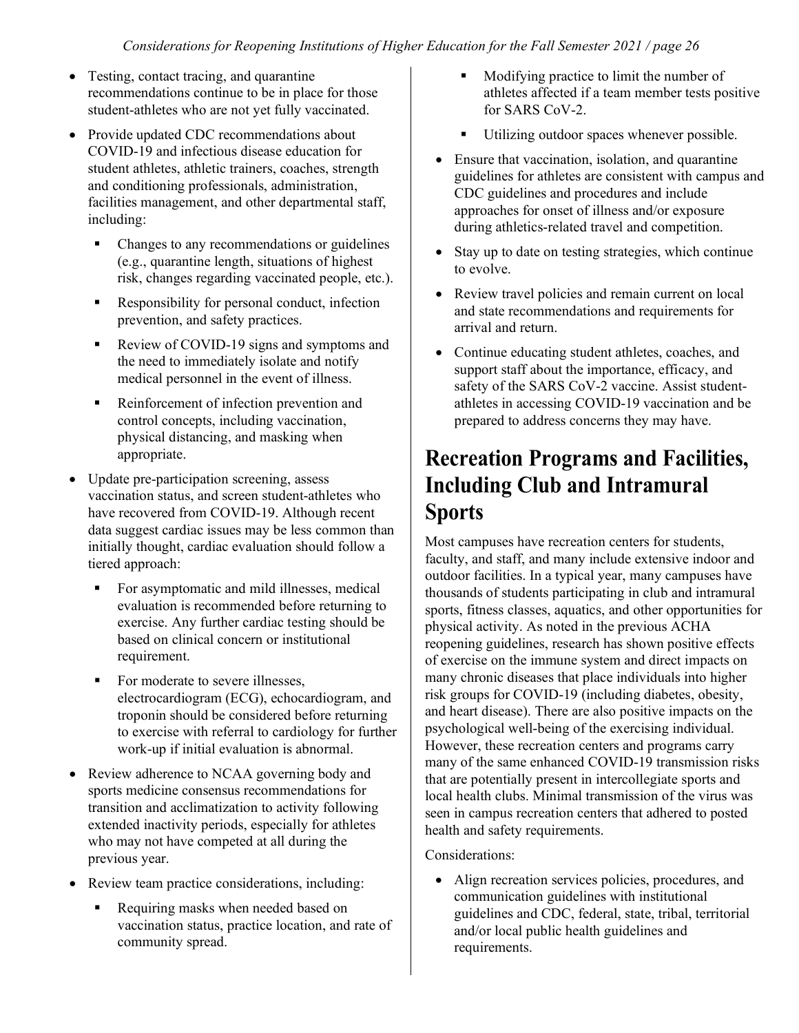- Testing, contact tracing, and quarantine recommendations continue to be in place for those student-athletes who are not yet fully vaccinated.
- Provide updated CDC recommendations about COVID-19 and infectious disease education for student athletes, athletic trainers, coaches, strength and conditioning professionals, administration, facilities management, and other departmental staff, including:
  - Changes to any recommendations or guidelines (e.g., quarantine length, situations of highest risk, changes regarding vaccinated people, etc.).
  - Responsibility for personal conduct, infection prevention, and safety practices.
  - Review of COVID-19 signs and symptoms and the need to immediately isolate and notify medical personnel in the event of illness.
  - Reinforcement of infection prevention and control concepts, including vaccination, physical distancing, and masking when appropriate.
- Update pre-participation screening, assess vaccination status, and screen student-athletes who have recovered from COVID-19. Although recent data suggest cardiac issues may be less common than initially thought, cardiac evaluation should follow a tiered approach:
  - For asymptomatic and mild illnesses, medical evaluation is recommended before returning to exercise. Any further cardiac testing should be based on clinical concern or institutional requirement.
  - For moderate to severe illnesses, electrocardiogram (ECG), echocardiogram, and troponin should be considered before returning to exercise with referral to cardiology for further work-up if initial evaluation is abnormal.
- Review adherence to NCAA governing body and sports medicine consensus recommendations for transition and acclimatization to activity following extended inactivity periods, especially for athletes who may not have competed at all during the previous year.
- Review team practice considerations, including:
  - Requiring masks when needed based on vaccination status, practice location, and rate of community spread.
  - Modifying practice to limit the number of athletes affected if a team member tests positive for SARS CoV-2.
  - Utilizing outdoor spaces whenever possible.
- Ensure that vaccination, isolation, and quarantine guidelines for athletes are consistent with campus and CDC guidelines and procedures and include approaches for onset of illness and/or exposure during athletics-related travel and competition.
- Stay up to date on testing strategies, which continue to evolve.
- Review travel policies and remain current on local and state recommendations and requirements for arrival and return.
- Continue educating student athletes, coaches, and support staff about the importance, efficacy, and safety of the SARS CoV-2 vaccine. Assist student-athletes in accessing COVID-19 vaccination and be prepared to address concerns they may have.

# Recreation Programs and Facilities, Including Club and Intramural Sports

Most campuses have recreation centers for students, faculty, and staff, and many include extensive indoor and outdoor facilities. In a typical year, many campuses have thousands of students participating in club and intramural sports, fitness classes, aquatics, and other opportunities for physical activity. As noted in the previous ACHA reopening guidelines, research has shown positive effects of exercise on the immune system and direct impacts on many chronic diseases that place individuals into higher risk groups for COVID-19 (including diabetes, obesity, and heart disease). There are also positive impacts on the psychological well-being of the exercising individual. However, these recreation centers and programs carry many of the same enhanced COVID-19 transmission risks that are potentially present in intercollegiate sports and local health clubs. Minimal transmission of the virus was seen in campus recreation centers that adhered to posted health and safety requirements.

Considerations:

- Align recreation services policies, procedures, and communication guidelines with institutional guidelines and CDC, federal, state, tribal, territorial and/or local public health guidelines and requirements.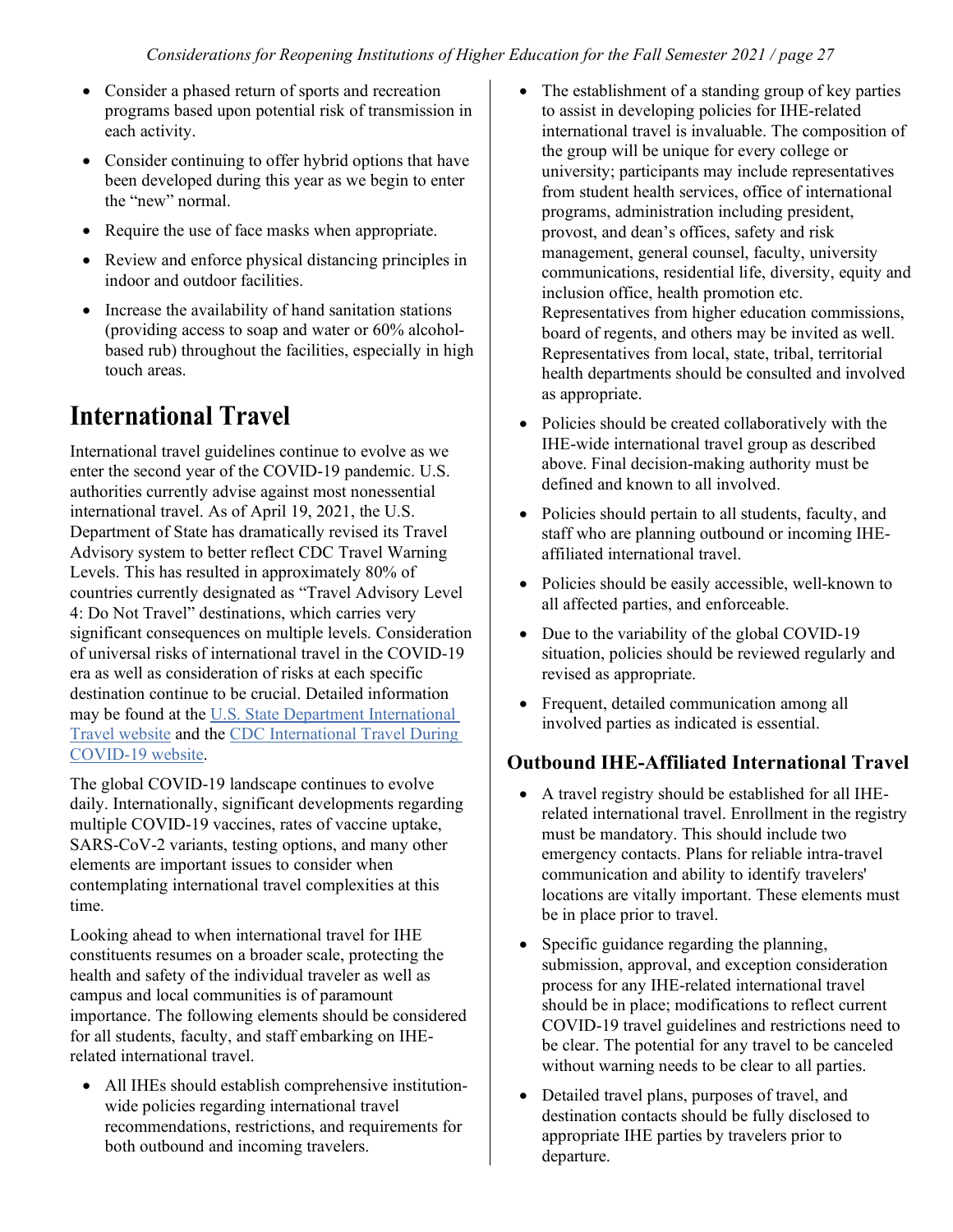- Consider a phased return of sports and recreation programs based upon potential risk of transmission in each activity.
- Consider continuing to offer hybrid options that have been developed during this year as we begin to enter the "new" normal.
- Require the use of face masks when appropriate.
- Review and enforce physical distancing principles in indoor and outdoor facilities.
- Increase the availability of hand sanitation stations (providing access to soap and water or 60% alcohol-based rub) throughout the facilities, especially in high touch areas.

# International Travel

International travel guidelines continue to evolve as we enter the second year of the COVID-19 pandemic. U.S. authorities currently advise against most nonessential international travel. As of April 19, 2021, the U.S. Department of State has dramatically revised its Travel Advisory system to better reflect CDC Travel Warning Levels. This has resulted in approximately 80% of countries currently designated as "Travel Advisory Level 4: Do Not Travel" destinations, which carries very significant consequences on multiple levels. Consideration of universal risks of international travel in the COVID-19 era as well as consideration of risks at each specific destination continue to be crucial. Detailed information may be found at the U.S. State Department International Travel website and the CDC International Travel During COVID-19 website.

The global COVID-19 landscape continues to evolve daily. Internationally, significant developments regarding multiple COVID-19 vaccines, rates of vaccine uptake, SARS-CoV-2 variants, testing options, and many other elements are important issues to consider when contemplating international travel complexities at this time.

Looking ahead to when international travel for IHE constituents resumes on a broader scale, protecting the health and safety of the individual traveler as well as campus and local communities is of paramount importance. The following elements should be considered for all students, faculty, and staff embarking on IHE-related international travel.

- All IHEs should establish comprehensive institution-wide policies regarding international travel recommendations, restrictions, and requirements for both outbound and incoming travelers.
- The establishment of a standing group of key parties to assist in developing policies for IHE-related international travel is invaluable. The composition of the group will be unique for every college or university; participants may include representatives from student health services, office of international programs, administration including president, provost, and dean's offices, safety and risk management, general counsel, faculty, university communications, residential life, diversity, equity and inclusion office, health promotion etc. Representatives from higher education commissions, board of regents, and others may be invited as well. Representatives from local, state, tribal, territorial health departments should be consulted and involved as appropriate.
- Policies should be created collaboratively with the IHE-wide international travel group as described above. Final decision-making authority must be defined and known to all involved.
- Policies should pertain to all students, faculty, and staff who are planning outbound or incoming IHE-affiliated international travel.
- Policies should be easily accessible, well-known to all affected parties, and enforceable.
- Due to the variability of the global COVID-19 situation, policies should be reviewed regularly and revised as appropriate.
- Frequent, detailed communication among all involved parties as indicated is essential.

### Outbound IHE-Affiliated International Travel

- A travel registry should be established for all IHE-related international travel. Enrollment in the registry must be mandatory. This should include two emergency contacts. Plans for reliable intra-travel communication and ability to identify travelers' locations are vitally important. These elements must be in place prior to travel.
- Specific guidance regarding the planning, submission, approval, and exception consideration process for any IHE-related international travel should be in place; modifications to reflect current COVID-19 travel guidelines and restrictions need to be clear. The potential for any travel to be canceled without warning needs to be clear to all parties.
- Detailed travel plans, purposes of travel, and destination contacts should be fully disclosed to appropriate IHE parties by travelers prior to departure.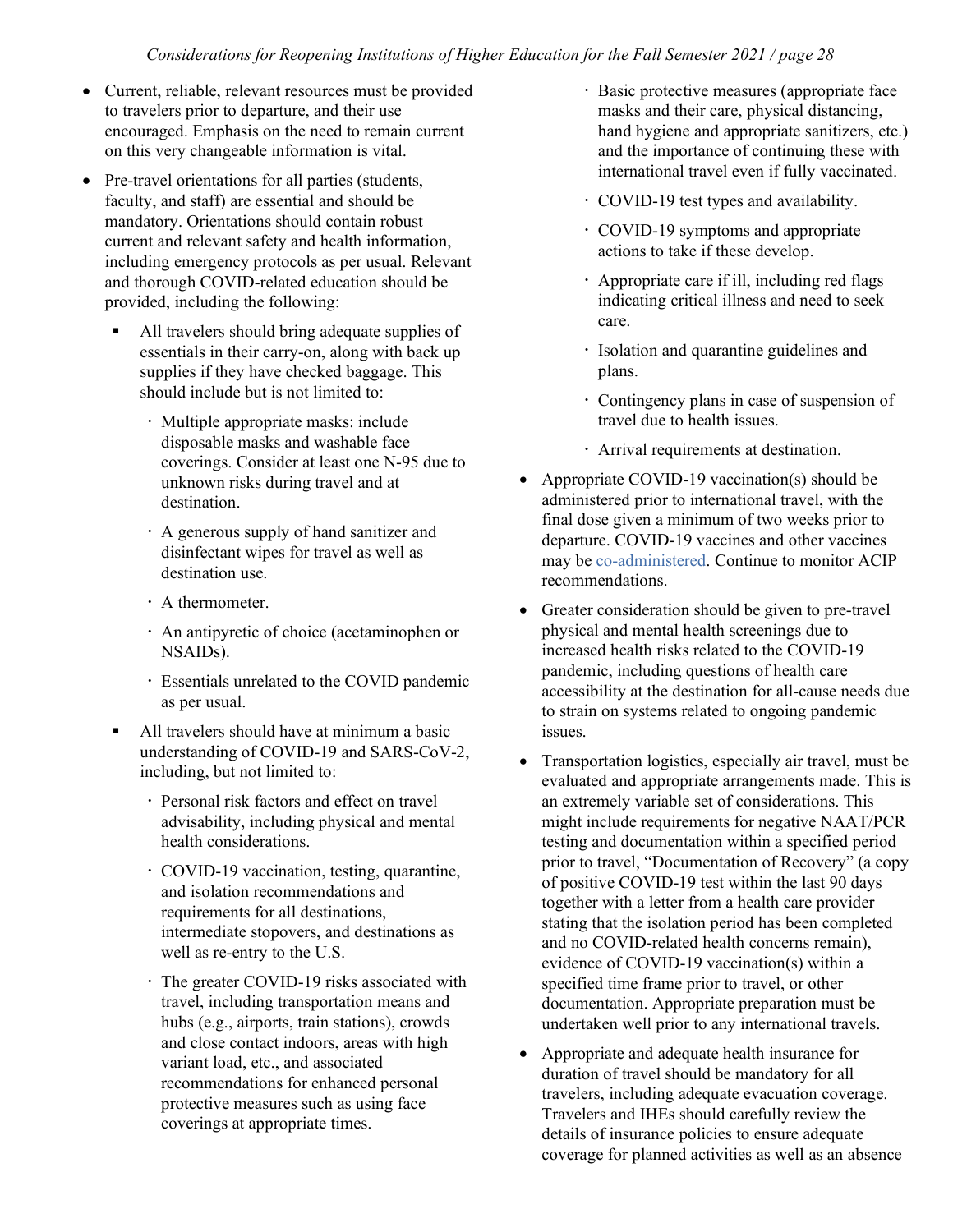- Current, reliable, relevant resources must be provided to travelers prior to departure, and their use encouraged. Emphasis on the need to remain current on this very changeable information is vital.
- Pre-travel orientations for all parties (students, faculty, and staff) are essential and should be mandatory. Orientations should contain robust current and relevant safety and health information, including emergency protocols as per usual. Relevant and thorough COVID-related education should be provided, including the following:
    - All travelers should bring adequate supplies of essentials in their carry-on, along with back up supplies if they have checked baggage. This should include but is not limited to:
        - Multiple appropriate masks: include disposable masks and washable face coverings. Consider at least one N-95 due to unknown risks during travel and at destination.
        - A generous supply of hand sanitizer and disinfectant wipes for travel as well as destination use.
        - A thermometer.
        - An antipyretic of choice (acetaminophen or NSAIDs).
        - Essentials unrelated to the COVID pandemic as per usual.
    - All travelers should have at minimum a basic understanding of COVID-19 and SARS-CoV-2, including, but not limited to:
        - Personal risk factors and effect on travel advisability, including physical and mental health considerations.
        - COVID-19 vaccination, testing, quarantine, and isolation recommendations and requirements for all destinations, intermediate stopovers, and destinations as well as re-entry to the U.S.
        - The greater COVID-19 risks associated with travel, including transportation means and hubs (e.g., airports, train stations), crowds and close contact indoors, areas with high variant load, etc., and associated recommendations for enhanced personal protective measures such as using face coverings at appropriate times.
        - Basic protective measures (appropriate face masks and their care, physical distancing, hand hygiene and appropriate sanitizers, etc.) and the importance of continuing these with international travel even if fully vaccinated.
        - COVID-19 test types and availability.
        - COVID-19 symptoms and appropriate actions to take if these develop.
        - Appropriate care if ill, including red flags indicating critical illness and need to seek care.
        - Isolation and quarantine guidelines and plans.
        - Contingency plans in case of suspension of travel due to health issues.
        - Arrival requirements at destination.
- Appropriate COVID-19 vaccination(s) should be administered prior to international travel, with the final dose given a minimum of two weeks prior to departure. COVID-19 vaccines and other vaccines may be co-administered. Continue to monitor ACIP recommendations.
- Greater consideration should be given to pre-travel physical and mental health screenings due to increased health risks related to the COVID-19 pandemic, including questions of health care accessibility at the destination for all-cause needs due to strain on systems related to ongoing pandemic issues.
- Transportation logistics, especially air travel, must be evaluated and appropriate arrangements made. This is an extremely variable set of considerations. This might include requirements for negative NAAT/PCR testing and documentation within a specified period prior to travel, "Documentation of Recovery" (a copy of positive COVID-19 test within the last 90 days together with a letter from a health care provider stating that the isolation period has been completed and no COVID-related health concerns remain), evidence of COVID-19 vaccination(s) within a specified time frame prior to travel, or other documentation. Appropriate preparation must be undertaken well prior to any international travels.
- Appropriate and adequate health insurance for duration of travel should be mandatory for all travelers, including adequate evacuation coverage. Travelers and IHEs should carefully review the details of insurance policies to ensure adequate coverage for planned activities as well as an absence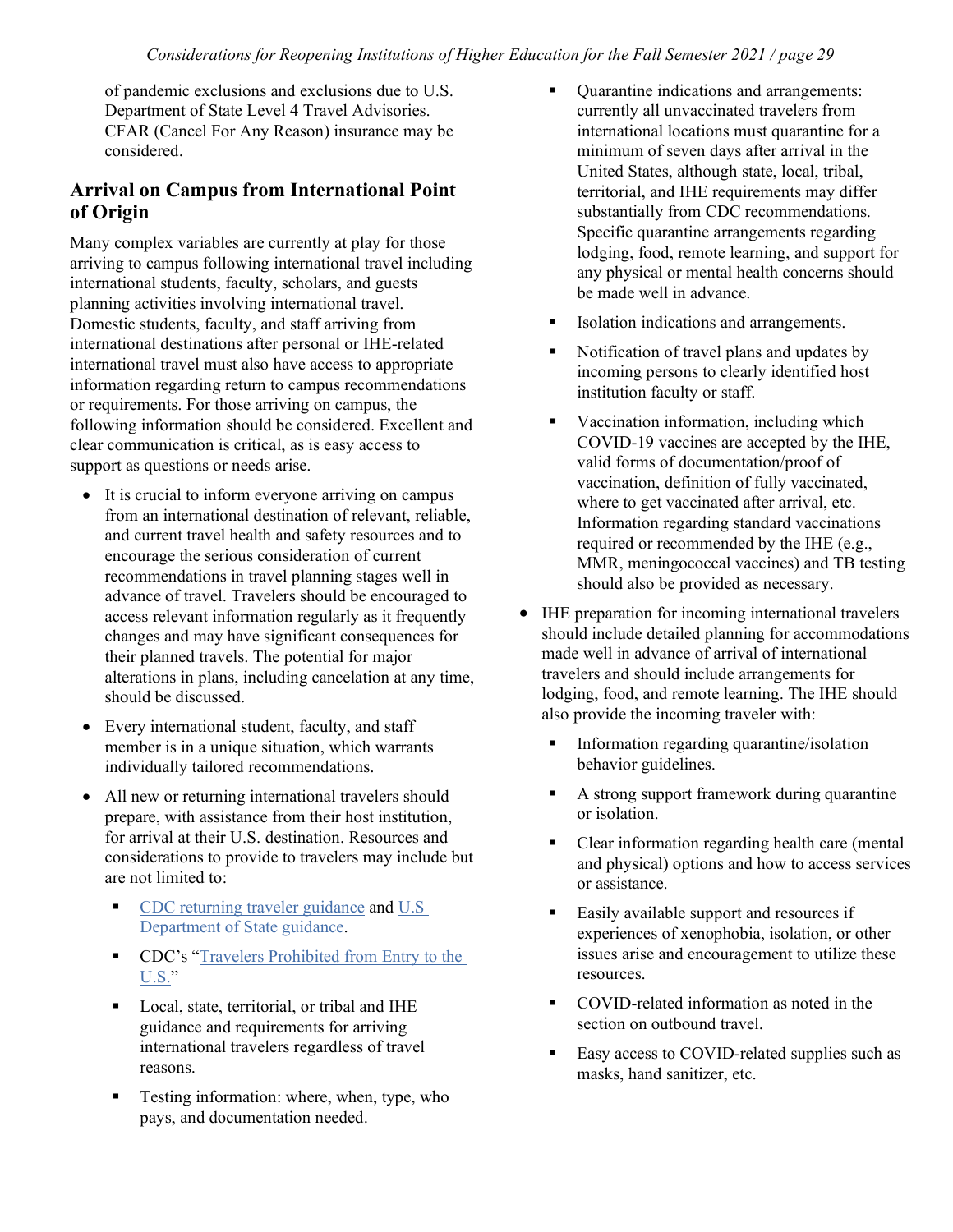of pandemic exclusions and exclusions due to U.S. Department of State Level 4 Travel Advisories. CFAR (Cancel For Any Reason) insurance may be considered.

## Arrival on Campus from International Point of Origin

Many complex variables are currently at play for those arriving to campus following international travel including international students, faculty, scholars, and guests planning activities involving international travel. Domestic students, faculty, and staff arriving from international destinations after personal or IHE-related international travel must also have access to appropriate information regarding return to campus recommendations or requirements. For those arriving on campus, the following information should be considered. Excellent and clear communication is critical, as is easy access to support as questions or needs arise.

- It is crucial to inform everyone arriving on campus from an international destination of relevant, reliable, and current travel health and safety resources and to encourage the serious consideration of current recommendations in travel planning stages well in advance of travel. Travelers should be encouraged to access relevant information regularly as it frequently changes and may have significant consequences for their planned travels. The potential for major alterations in plans, including cancelation at any time, should be discussed.
- Every international student, faculty, and staff member is in a unique situation, which warrants individually tailored recommendations.
- All new or returning international travelers should prepare, with assistance from their host institution, for arrival at their U.S. destination. Resources and considerations to provide to travelers may include but are not limited to:
    - CDC returning traveler guidance and U.S Department of State guidance.
    - CDC's "Travelers Prohibited from Entry to the U.S."
    - Local, state, territorial, or tribal and IHE guidance and requirements for arriving international travelers regardless of travel reasons.
    - Testing information: where, when, type, who pays, and documentation needed.
    - Quarantine indications and arrangements: currently all unvaccinated travelers from international locations must quarantine for a minimum of seven days after arrival in the United States, although state, local, tribal, territorial, and IHE requirements may differ substantially from CDC recommendations. Specific quarantine arrangements regarding lodging, food, remote learning, and support for any physical or mental health concerns should be made well in advance.
    - Isolation indications and arrangements.
    - Notification of travel plans and updates by incoming persons to clearly identified host institution faculty or staff.
    - Vaccination information, including which COVID-19 vaccines are accepted by the IHE, valid forms of documentation/proof of vaccination, definition of fully vaccinated, where to get vaccinated after arrival, etc. Information regarding standard vaccinations required or recommended by the IHE (e.g., MMR, meningococcal vaccines) and TB testing should also be provided as necessary.
- IHE preparation for incoming international travelers should include detailed planning for accommodations made well in advance of arrival of international travelers and should include arrangements for lodging, food, and remote learning. The IHE should also provide the incoming traveler with:
    - Information regarding quarantine/isolation behavior guidelines.
    - A strong support framework during quarantine or isolation.
    - Clear information regarding health care (mental and physical) options and how to access services or assistance.
    - Easily available support and resources if experiences of xenophobia, isolation, or other issues arise and encouragement to utilize these resources.
    - COVID-related information as noted in the section on outbound travel.
    - Easy access to COVID-related supplies such as masks, hand sanitizer, etc.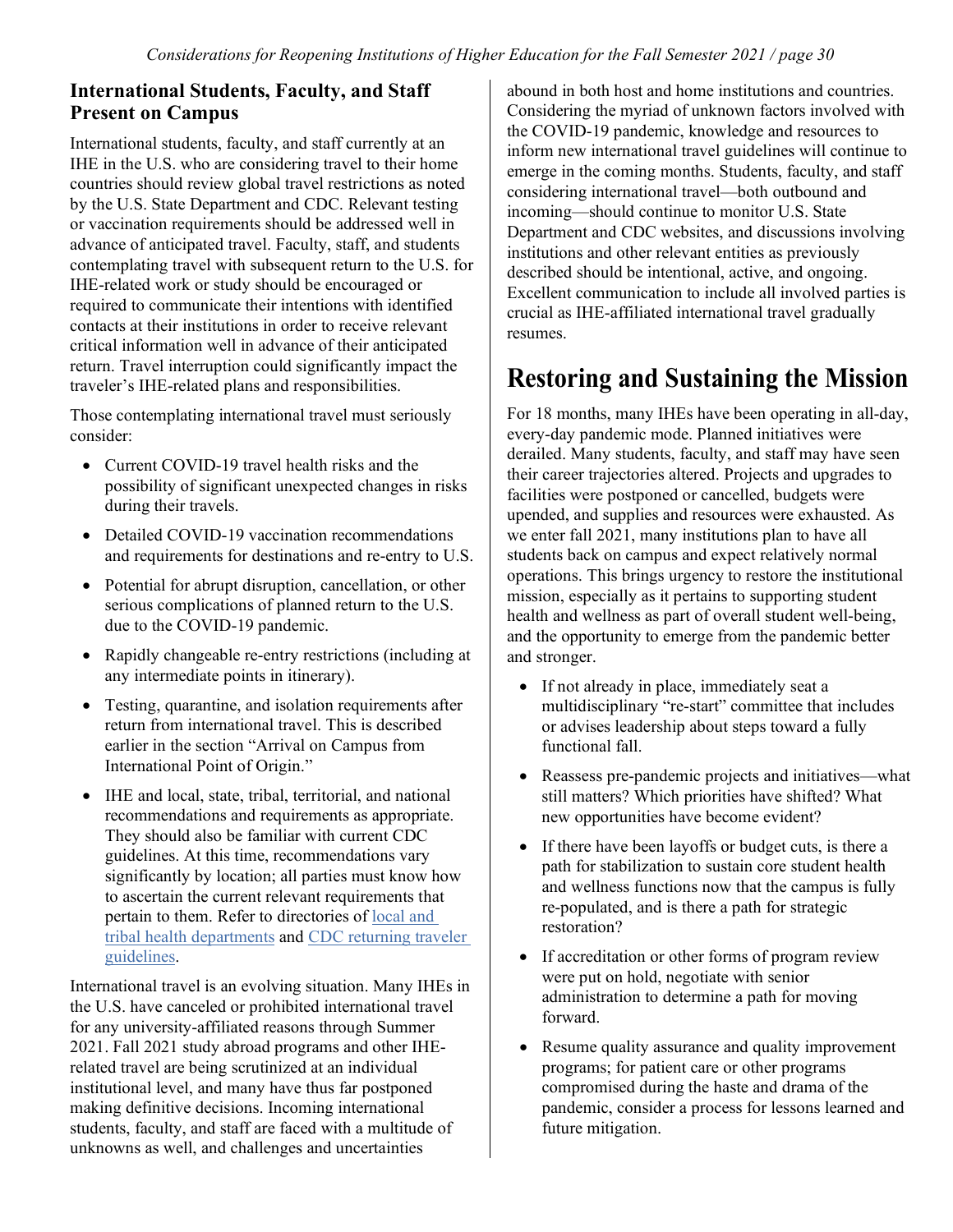### International Students, Faculty, and Staff Present on Campus

International students, faculty, and staff currently at an IHE in the U.S. who are considering travel to their home countries should review global travel restrictions as noted by the U.S. State Department and CDC. Relevant testing or vaccination requirements should be addressed well in advance of anticipated travel. Faculty, staff, and students contemplating travel with subsequent return to the U.S. for IHE-related work or study should be encouraged or required to communicate their intentions with identified contacts at their institutions in order to receive relevant critical information well in advance of their anticipated return. Travel interruption could significantly impact the traveler's IHE-related plans and responsibilities.

Those contemplating international travel must seriously consider:

- Current COVID-19 travel health risks and the possibility of significant unexpected changes in risks during their travels.
- Detailed COVID-19 vaccination recommendations and requirements for destinations and re-entry to U.S.
- Potential for abrupt disruption, cancellation, or other serious complications of planned return to the U.S. due to the COVID-19 pandemic.
- Rapidly changeable re-entry restrictions (including at any intermediate points in itinerary).
- Testing, quarantine, and isolation requirements after return from international travel. This is described earlier in the section "Arrival on Campus from International Point of Origin."
- IHE and local, state, tribal, territorial, and national recommendations and requirements as appropriate. They should also be familiar with current CDC guidelines. At this time, recommendations vary significantly by location; all parties must know how to ascertain the current relevant requirements that pertain to them. Refer to directories of local and tribal health departments and CDC returning traveler guidelines.

International travel is an evolving situation. Many IHEs in the U.S. have canceled or prohibited international travel for any university-affiliated reasons through Summer 2021. Fall 2021 study abroad programs and other IHE-related travel are being scrutinized at an individual institutional level, and many have thus far postponed making definitive decisions. Incoming international students, faculty, and staff are faced with a multitude of unknowns as well, and challenges and uncertainties abound in both host and home institutions and countries. Considering the myriad of unknown factors involved with the COVID-19 pandemic, knowledge and resources to inform new international travel guidelines will continue to emerge in the coming months. Students, faculty, and staff considering international travel—both outbound and incoming—should continue to monitor U.S. State Department and CDC websites, and discussions involving institutions and other relevant entities as previously described should be intentional, active, and ongoing. Excellent communication to include all involved parties is crucial as IHE-affiliated international travel gradually resumes.

## Restoring and Sustaining the Mission

For 18 months, many IHEs have been operating in all-day, every-day pandemic mode. Planned initiatives were derailed. Many students, faculty, and staff may have seen their career trajectories altered. Projects and upgrades to facilities were postponed or cancelled, budgets were upended, and supplies and resources were exhausted. As we enter fall 2021, many institutions plan to have all students back on campus and expect relatively normal operations. This brings urgency to restore the institutional mission, especially as it pertains to supporting student health and wellness as part of overall student well-being, and the opportunity to emerge from the pandemic better and stronger.

- If not already in place, immediately seat a multidisciplinary "re-start" committee that includes or advises leadership about steps toward a fully functional fall.
- Reassess pre-pandemic projects and initiatives—what still matters? Which priorities have shifted? What new opportunities have become evident?
- If there have been layoffs or budget cuts, is there a path for stabilization to sustain core student health and wellness functions now that the campus is fully re-populated, and is there a path for strategic restoration?
- If accreditation or other forms of program review were put on hold, negotiate with senior administration to determine a path for moving forward.
- Resume quality assurance and quality improvement programs; for patient care or other programs compromised during the haste and drama of the pandemic, consider a process for lessons learned and future mitigation.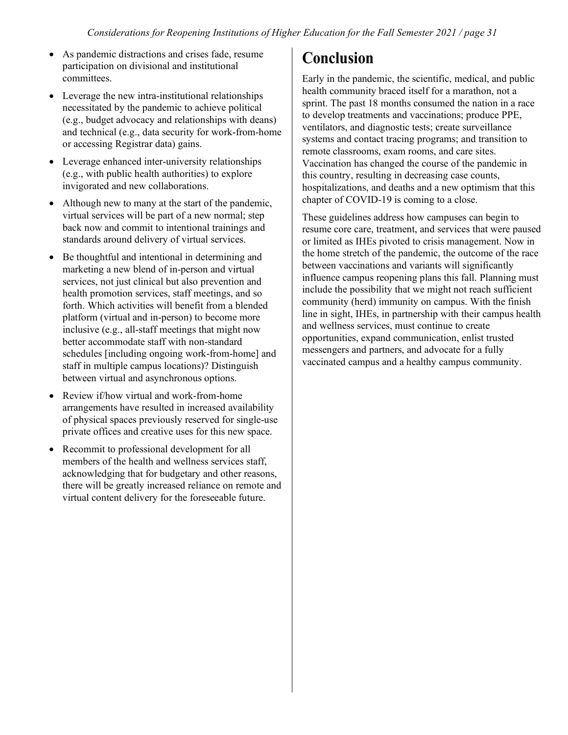- As pandemic distractions and crises fade, resume participation on divisional and institutional committees.
- Leverage the new intra-institutional relationships necessitated by the pandemic to achieve political (e.g., budget advocacy and relationships with deans) and technical (e.g., data security for work-from-home or accessing Registrar data) gains.
- Leverage enhanced inter-university relationships (e.g., with public health authorities) to explore invigorated and new collaborations.
- Although new to many at the start of the pandemic, virtual services will be part of a new normal; step back now and commit to intentional trainings and standards around delivery of virtual services.
- Be thoughtful and intentional in determining and marketing a new blend of in-person and virtual services, not just clinical but also prevention and health promotion services, staff meetings, and so forth. Which activities will benefit from a blended platform (virtual and in-person) to become more inclusive (e.g., all-staff meetings that might now better accommodate staff with non-standard schedules [including ongoing work-from-home] and staff in multiple campus locations)? Distinguish between virtual and asynchronous options.
- Review if/how virtual and work-from-home arrangements have resulted in increased availability of physical spaces previously reserved for single-use private offices and creative uses for this new space.
- Recommit to professional development for all members of the health and wellness services staff, acknowledging that for budgetary and other reasons, there will be greatly increased reliance on remote and virtual content delivery for the foreseeable future.

# Conclusion

Early in the pandemic, the scientific, medical, and public health community braced itself for a marathon, not a sprint. The past 18 months consumed the nation in a race to develop treatments and vaccinations; produce PPE, ventilators, and diagnostic tests; create surveillance systems and contact tracing programs; and transition to remote classrooms, exam rooms, and care sites. Vaccination has changed the course of the pandemic in this country, resulting in decreasing case counts, hospitalizations, and deaths and a new optimism that this chapter of COVID-19 is coming to a close.

These guidelines address how campuses can begin to resume core care, treatment, and services that were paused or limited as IHEs pivoted to crisis management. Now in the home stretch of the pandemic, the outcome of the race between vaccinations and variants will significantly influence campus reopening plans this fall. Planning must include the possibility that we might not reach sufficient community (herd) immunity on campus. With the finish line in sight, IHEs, in partnership with their campus health and wellness services, must continue to create opportunities, expand communication, enlist trusted messengers and partners, and advocate for a fully vaccinated campus and a healthy campus community.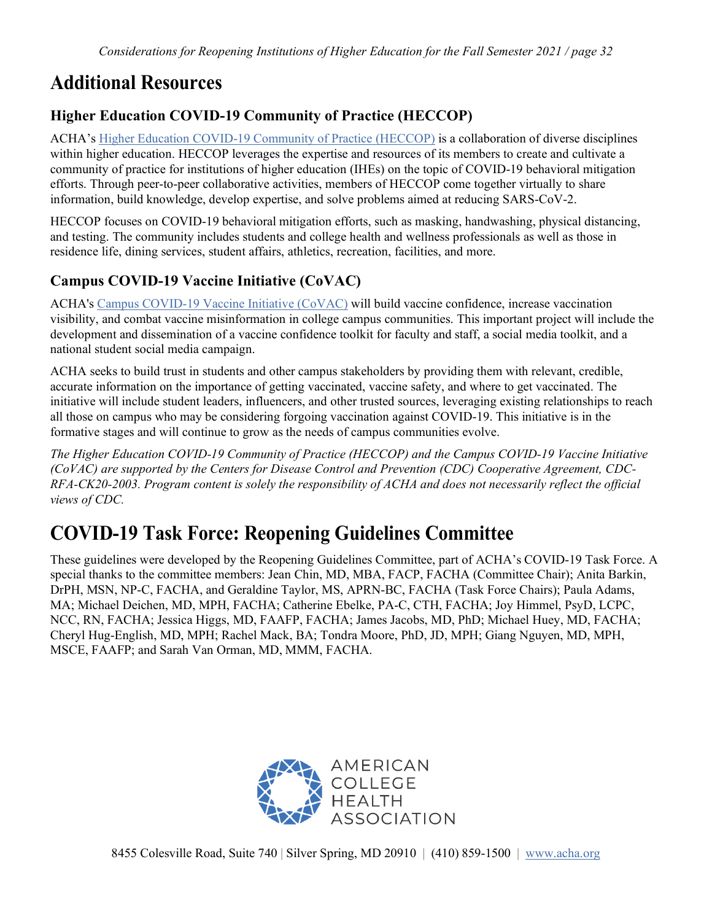# Additional Resources

## Higher Education COVID-19 Community of Practice (HECCOP)

ACHA's Higher Education COVID-19 Community of Practice (HECCOP) is a collaboration of diverse disciplines within higher education. HECCOP leverages the expertise and resources of its members to create and cultivate a community of practice for institutions of higher education (IHEs) on the topic of COVID-19 behavioral mitigation efforts. Through peer-to-peer collaborative activities, members of HECCOP come together virtually to share information, build knowledge, develop expertise, and solve problems aimed at reducing SARS-CoV-2.

HECCOP focuses on COVID-19 behavioral mitigation efforts, such as masking, handwashing, physical distancing, and testing. The community includes students and college health and wellness professionals as well as those in residence life, dining services, student affairs, athletics, recreation, facilities, and more.

## Campus COVID-19 Vaccine Initiative (CoVAC)

ACHA's Campus COVID-19 Vaccine Initiative (CoVAC) will build vaccine confidence, increase vaccination visibility, and combat vaccine misinformation in college campus communities. This important project will include the development and dissemination of a vaccine confidence toolkit for faculty and staff, a social media toolkit, and a national student social media campaign.

ACHA seeks to build trust in students and other campus stakeholders by providing them with relevant, credible, accurate information on the importance of getting vaccinated, vaccine safety, and where to get vaccinated. The initiative will include student leaders, influencers, and other trusted sources, leveraging existing relationships to reach all those on campus who may be considering forgoing vaccination against COVID-19. This initiative is in the formative stages and will continue to grow as the needs of campus communities evolve.

*The Higher Education COVID-19 Community of Practice (HECCOP) and the Campus COVID-19 Vaccine Initiative (CoVAC) are supported by the Centers for Disease Control and Prevention (CDC) Cooperative Agreement, CDC-RFA-CK20-2003. Program content is solely the responsibility of ACHA and does not necessarily reflect the official views of CDC.*

# COVID-19 Task Force: Reopening Guidelines Committee

These guidelines were developed by the Reopening Guidelines Committee, part of ACHA's COVID-19 Task Force. A special thanks to the committee members: Jean Chin, MD, MBA, FACP, FACHA (Committee Chair); Anita Barkin, DrPH, MSN, NP-C, FACHA, and Geraldine Taylor, MS, APRN-BC, FACHA (Task Force Chairs); Paula Adams, MA; Michael Deichen, MD, MPH, FACHA; Catherine Ebelke, PA-C, CTH, FACHA; Joy Himmel, PsyD, LCPC, NCC, RN, FACHA; Jessica Higgs, MD, FAAFP, FACHA; James Jacobs, MD, PhD; Michael Huey, MD, FACHA; Cheryl Hug-English, MD, MPH; Rachel Mack, BA; Tondra Moore, PhD, JD, MPH; Giang Nguyen, MD, MPH, MSCE, FAAFP; and Sarah Van Orman, MD, MMM, FACHA.

AMERICAN COLLEGE HEALTH ASSOCIATION

8455 Colesville Road, Suite 740 | Silver Spring, MD 20910 | (410) 859-1500 | www.acha.org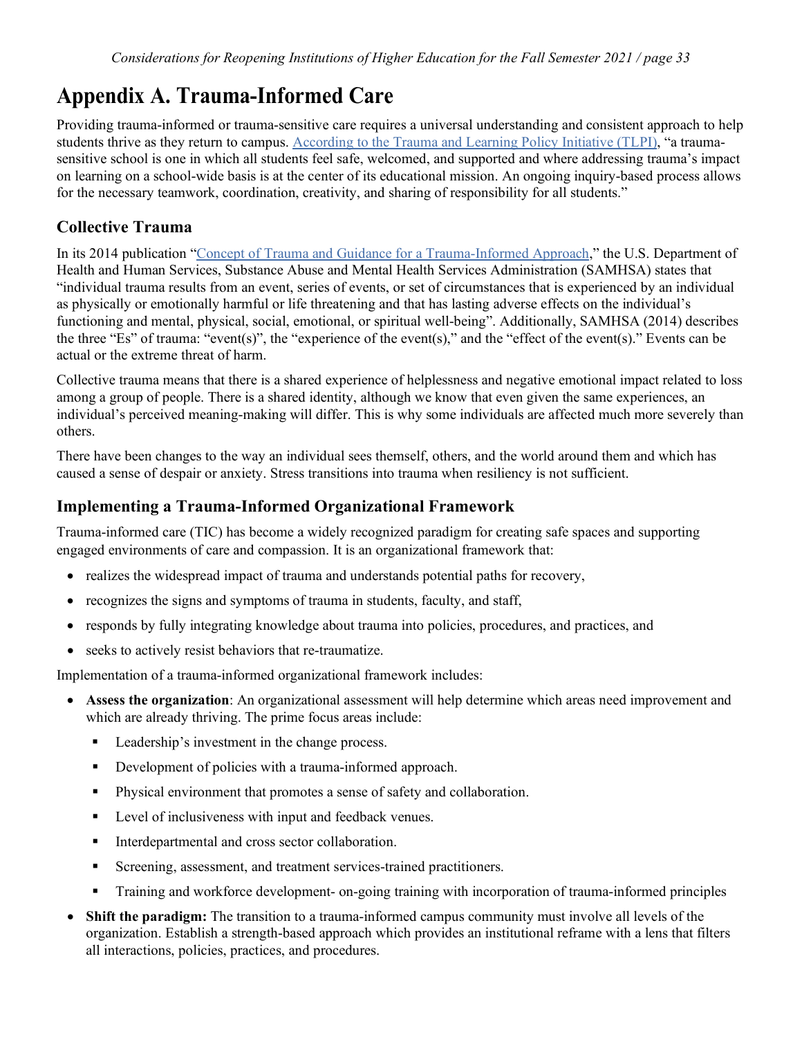# Appendix A. Trauma-Informed Care

Providing trauma-informed or trauma-sensitive care requires a universal understanding and consistent approach to help students thrive as they return to campus. [According to the Trauma and Learning Policy Initiative (TLPI)](), "a trauma-sensitive school is one in which all students feel safe, welcomed, and supported and where addressing trauma's impact on learning on a school-wide basis is at the center of its educational mission. An ongoing inquiry-based process allows for the necessary teamwork, coordination, creativity, and sharing of responsibility for all students."

## Collective Trauma

In its 2014 publication "[Concept of Trauma and Guidance for a Trauma-Informed Approach]()," the U.S. Department of Health and Human Services, Substance Abuse and Mental Health Services Administration (SAMHSA) states that "individual trauma results from an event, series of events, or set of circumstances that is experienced by an individual as physically or emotionally harmful or life threatening and that has lasting adverse effects on the individual's functioning and mental, physical, social, emotional, or spiritual well-being". Additionally, SAMHSA (2014) describes the three "Es" of trauma: "event(s)", the "experience of the event(s)," and the "effect of the event(s)." Events can be actual or the extreme threat of harm.

Collective trauma means that there is a shared experience of helplessness and negative emotional impact related to loss among a group of people. There is a shared identity, although we know that even given the same experiences, an individual's perceived meaning-making will differ. This is why some individuals are affected much more severely than others.

There have been changes to the way an individual sees themself, others, and the world around them and which has caused a sense of despair or anxiety. Stress transitions into trauma when resiliency is not sufficient.

## Implementing a Trauma-Informed Organizational Framework

Trauma-informed care (TIC) has become a widely recognized paradigm for creating safe spaces and supporting engaged environments of care and compassion. It is an organizational framework that:

- realizes the widespread impact of trauma and understands potential paths for recovery,
- recognizes the signs and symptoms of trauma in students, faculty, and staff,
- responds by fully integrating knowledge about trauma into policies, procedures, and practices, and
- seeks to actively resist behaviors that re-traumatize.

Implementation of a trauma-informed organizational framework includes:

- **Assess the organization**: An organizational assessment will help determine which areas need improvement and which are already thriving. The prime focus areas include:
  - Leadership's investment in the change process.
  - Development of policies with a trauma-informed approach.
  - Physical environment that promotes a sense of safety and collaboration.
  - Level of inclusiveness with input and feedback venues.
  - Interdepartmental and cross sector collaboration.
  - Screening, assessment, and treatment services-trained practitioners.
  - Training and workforce development- on-going training with incorporation of trauma-informed principles
- **Shift the paradigm:** The transition to a trauma-informed campus community must involve all levels of the organization. Establish a strength-based approach which provides an institutional reframe with a lens that filters all interactions, policies, practices, and procedures.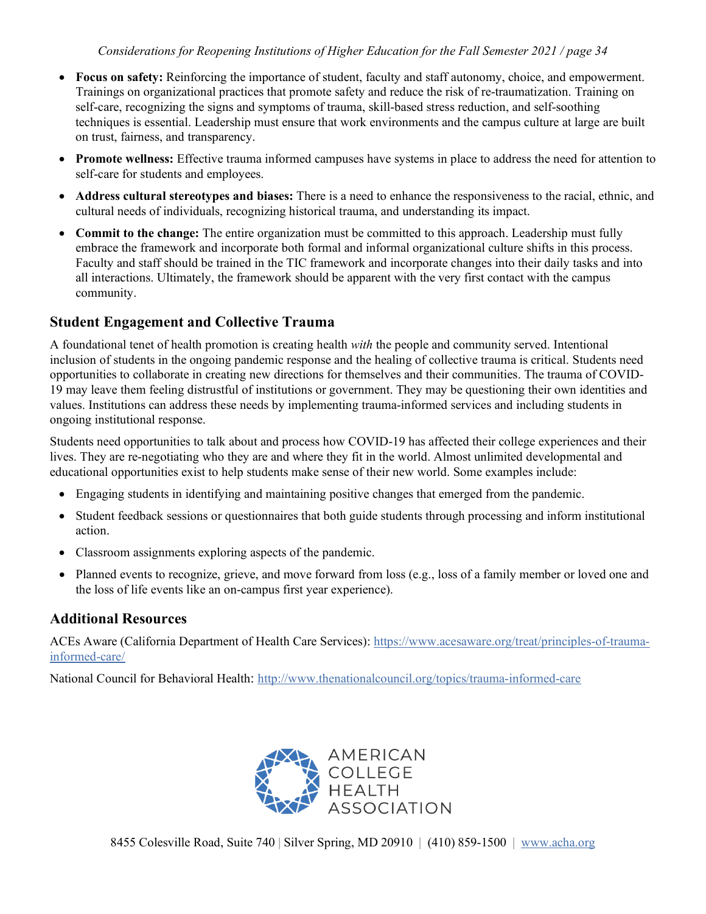- **Focus on safety:** Reinforcing the importance of student, faculty and staff autonomy, choice, and empowerment. Trainings on organizational practices that promote safety and reduce the risk of re-traumatization. Training on self-care, recognizing the signs and symptoms of trauma, skill-based stress reduction, and self-soothing techniques is essential. Leadership must ensure that work environments and the campus culture at large are built on trust, fairness, and transparency.
- **Promote wellness:** Effective trauma informed campuses have systems in place to address the need for attention to self-care for students and employees.
- **Address cultural stereotypes and biases:** There is a need to enhance the responsiveness to the racial, ethnic, and cultural needs of individuals, recognizing historical trauma, and understanding its impact.
- **Commit to the change:** The entire organization must be committed to this approach. Leadership must fully embrace the framework and incorporate both formal and informal organizational culture shifts in this process. Faculty and staff should be trained in the TIC framework and incorporate changes into their daily tasks and into all interactions. Ultimately, the framework should be apparent with the very first contact with the campus community.

## Student Engagement and Collective Trauma

A foundational tenet of health promotion is creating health *with* the people and community served. Intentional inclusion of students in the ongoing pandemic response and the healing of collective trauma is critical. Students need opportunities to collaborate in creating new directions for themselves and their communities. The trauma of COVID-19 may leave them feeling distrustful of institutions or government. They may be questioning their own identities and values. Institutions can address these needs by implementing trauma-informed services and including students in ongoing institutional response.

Students need opportunities to talk about and process how COVID-19 has affected their college experiences and their lives. They are re-negotiating who they are and where they fit in the world. Almost unlimited developmental and educational opportunities exist to help students make sense of their new world. Some examples include:

- Engaging students in identifying and maintaining positive changes that emerged from the pandemic.
- Student feedback sessions or questionnaires that both guide students through processing and inform institutional action.
- Classroom assignments exploring aspects of the pandemic.
- Planned events to recognize, grieve, and move forward from loss (e.g., loss of a family member or loved one and the loss of life events like an on-campus first year experience).

## Additional Resources

ACEs Aware (California Department of Health Care Services): https://www.acesaware.org/treat/principles-of-trauma-informed-care/

National Council for Behavioral Health: http://www.thenationalcouncil.org/topics/trauma-informed-care

AMERICAN COLLEGE HEALTH ASSOCIATION

8455 Colesville Road, Suite 740 | Silver Spring, MD 20910 | (410) 859-1500 | www.acha.org